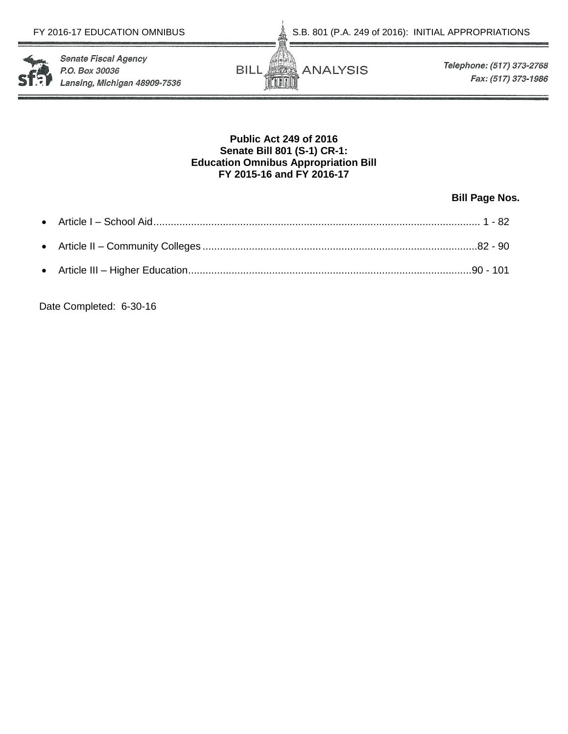FY 2016-17 EDUCATION OMNIBUS S.B. 801 (P.A. 249 of 2016): INITIAL APPROPRIATIONS

*Senate Fiscal Agency*
*P.O. Box 30036*
*Lansing, Michigan 48909-7536*

BILL ANALYSIS

*Telephone: (517) 373-2768*
*Fax: (517) 373-1986*

**Public Act 249 of 2016**
**Senate Bill 801 (S-1) CR-1:**
**Education Omnibus Appropriation Bill**
**FY 2015-16 and FY 2016-17**

**Bill Page Nos.**

- Article I – School Aid ........ 1 - 82
- Article II – Community Colleges ........ 82 - 90
- Article III – Higher Education ........ 90 - 101

Date Completed: 6-30-16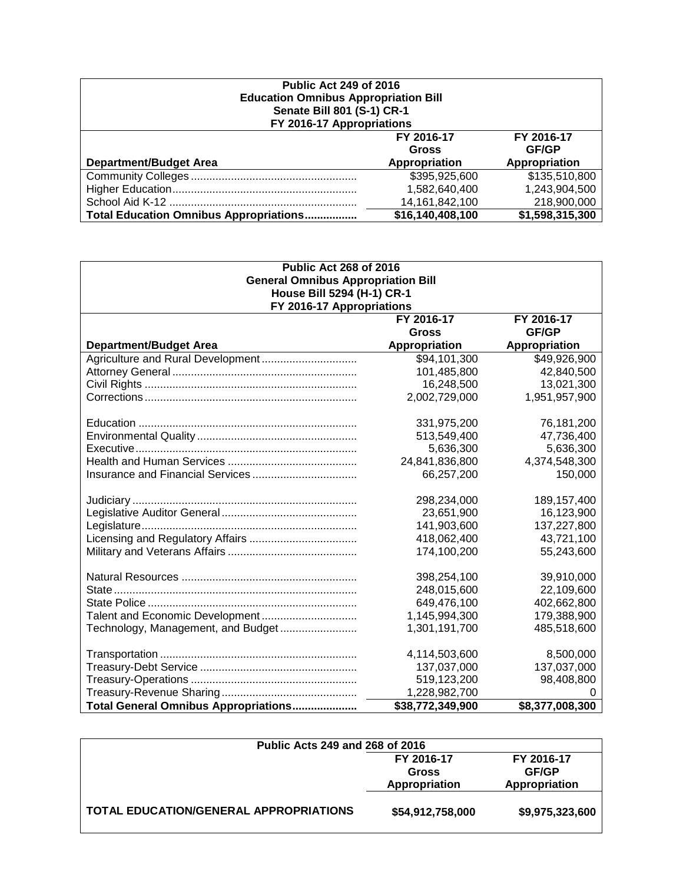**Public Act 249 of 2016**
**Education Omnibus Appropriation Bill**
**Senate Bill 801 (S-1) CR-1**
**FY 2016-17 Appropriations**

| Department/Budget Area | FY 2016-17 Gross Appropriation | FY 2016-17 GF/GP Appropriation |
|---|---|---|
| Community Colleges | $395,925,600 | $135,510,800 |
| Higher Education | 1,582,640,400 | 1,243,904,500 |
| School Aid K-12 | 14,161,842,100 | 218,900,000 |
| **Total Education Omnibus Appropriations** | **$16,140,408,100** | **$1,598,315,300** |

**Public Act 268 of 2016**
**General Omnibus Appropriation Bill**
**House Bill 5294 (H-1) CR-1**
**FY 2016-17 Appropriations**

| Department/Budget Area | FY 2016-17 Gross Appropriation | FY 2016-17 GF/GP Appropriation |
|---|---|---|
| Agriculture and Rural Development | $94,101,300 | $49,926,900 |
| Attorney General | 101,485,800 | 42,840,500 |
| Civil Rights | 16,248,500 | 13,021,300 |
| Corrections | 2,002,729,000 | 1,951,957,900 |
| Education | 331,975,200 | 76,181,200 |
| Environmental Quality | 513,549,400 | 47,736,400 |
| Executive | 5,636,300 | 5,636,300 |
| Health and Human Services | 24,841,836,800 | 4,374,548,300 |
| Insurance and Financial Services | 66,257,200 | 150,000 |
| Judiciary | 298,234,000 | 189,157,400 |
| Legislative Auditor General | 23,651,900 | 16,123,900 |
| Legislature | 141,903,600 | 137,227,800 |
| Licensing and Regulatory Affairs | 418,062,400 | 43,721,100 |
| Military and Veterans Affairs | 174,100,200 | 55,243,600 |
| Natural Resources | 398,254,100 | 39,910,000 |
| State | 248,015,600 | 22,109,600 |
| State Police | 649,476,100 | 402,662,800 |
| Talent and Economic Development | 1,145,994,300 | 179,388,900 |
| Technology, Management, and Budget | 1,301,191,700 | 485,518,600 |
| Transportation | 4,114,503,600 | 8,500,000 |
| Treasury-Debt Service | 137,037,000 | 137,037,000 |
| Treasury-Operations | 519,123,200 | 98,408,800 |
| Treasury-Revenue Sharing | 1,228,982,700 | 0 |
| **Total General Omnibus Appropriations** | **$38,772,349,900** | **$8,377,008,300** |

**Public Acts 249 and 268 of 2016**

| | FY 2016-17 Gross Appropriation | FY 2016-17 GF/GP Appropriation |
|---|---|---|
| **TOTAL EDUCATION/GENERAL APPROPRIATIONS** | **$54,912,758,000** | **$9,975,323,600** |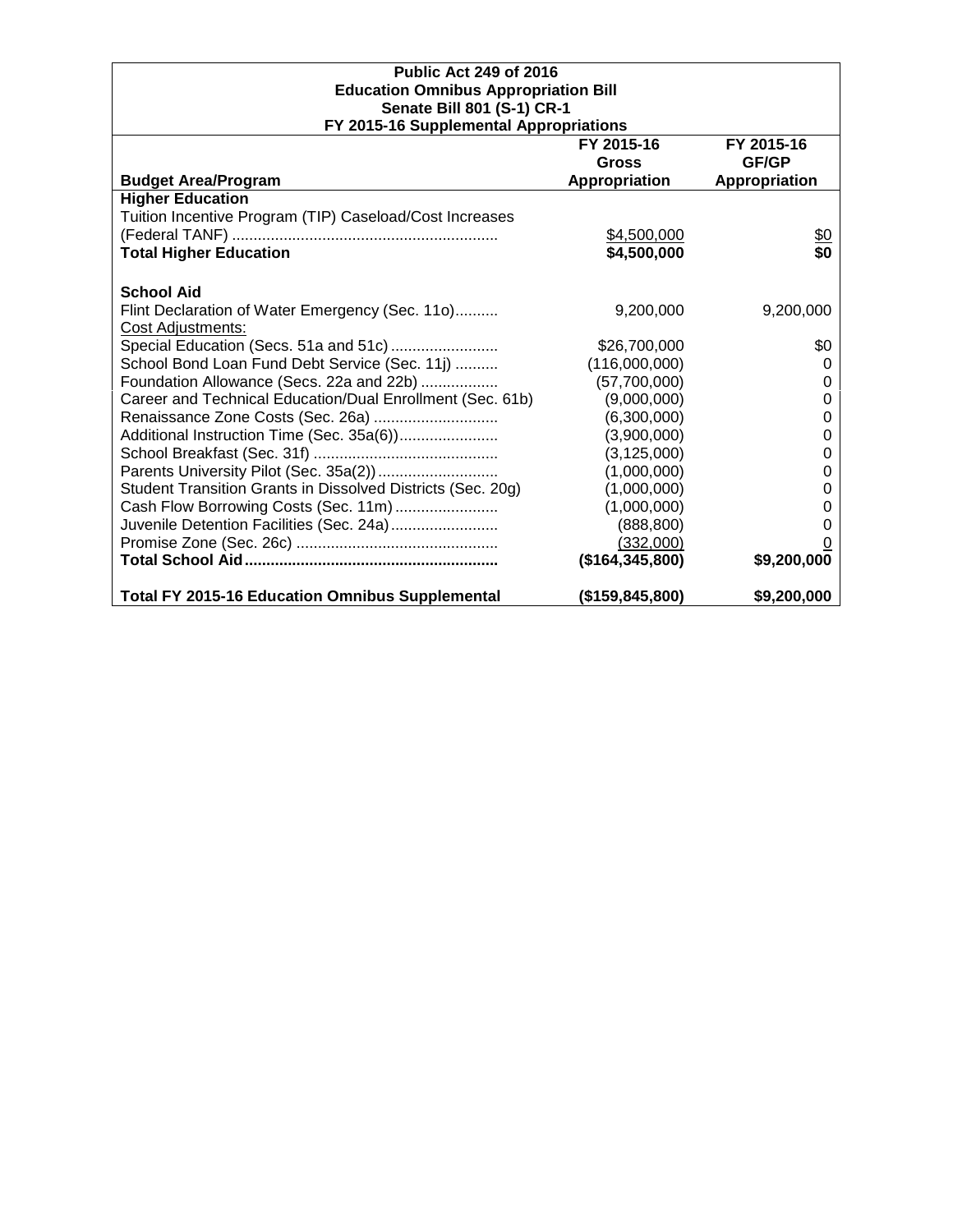| Public Act 249 of 2016<br>Education Omnibus Appropriation Bill<br>Senate Bill 801 (S-1) CR-1<br>FY 2015-16 Supplemental Appropriations | | |
|---|---|---|
| **Budget Area/Program** | **FY 2015-16 Gross Appropriation** | **FY 2015-16 GF/GP Appropriation** |
| **Higher Education** | | |
| Tuition Incentive Program (TIP) Caseload/Cost Increases (Federal TANF) | $4,500,000 | $0 |
| **Total Higher Education** | **$4,500,000** | **$0** |
| | | |
| **School Aid** | | |
| Flint Declaration of Water Emergency (Sec. 11o) | 9,200,000 | 9,200,000 |
| Cost Adjustments: | | |
| Special Education (Secs. 51a and 51c) | $26,700,000 | $0 |
| School Bond Loan Fund Debt Service (Sec. 11j) | (116,000,000) | 0 |
| Foundation Allowance (Secs. 22a and 22b) | (57,700,000) | 0 |
| Career and Technical Education/Dual Enrollment (Sec. 61b) | (9,000,000) | 0 |
| Renaissance Zone Costs (Sec. 26a) | (6,300,000) | 0 |
| Additional Instruction Time (Sec. 35a(6)) | (3,900,000) | 0 |
| School Breakfast (Sec. 31f) | (3,125,000) | 0 |
| Parents University Pilot (Sec. 35a(2)) | (1,000,000) | 0 |
| Student Transition Grants in Dissolved Districts (Sec. 20g) | (1,000,000) | 0 |
| Cash Flow Borrowing Costs (Sec. 11m) | (1,000,000) | 0 |
| Juvenile Detention Facilities (Sec. 24a) | (888,800) | 0 |
| Promise Zone (Sec. 26c) | (332,000) | 0 |
| **Total School Aid** | **($164,345,800)** | **$9,200,000** |
| | | |
| **Total FY 2015-16 Education Omnibus Supplemental** | **($159,845,800)** | **$9,200,000** |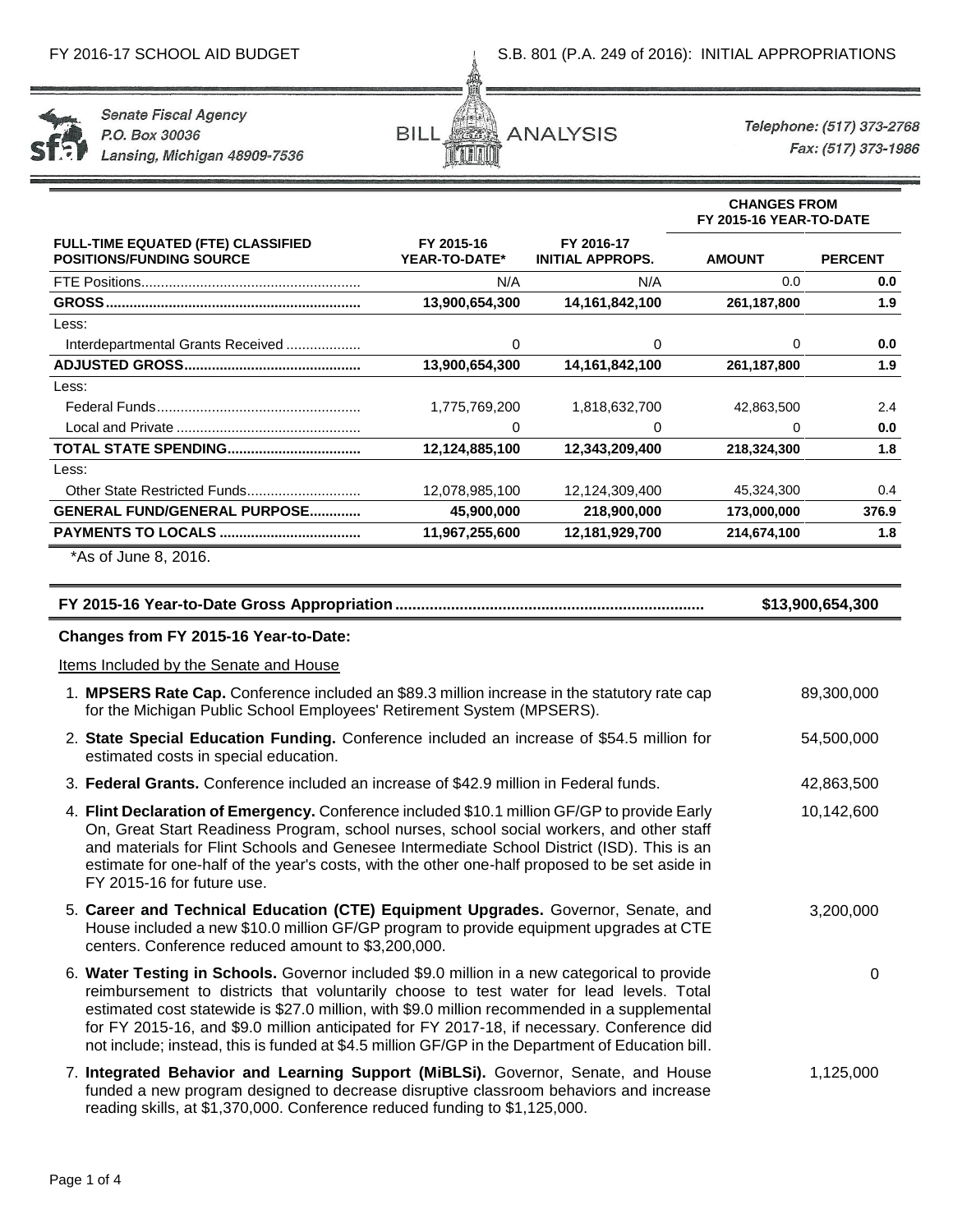FY 2016-17 SCHOOL AID BUDGET

S.B. 801 (P.A. 249 of 2016): INITIAL APPROPRIATIONS

Senate Fiscal Agency
P.O. Box 30036
Lansing, Michigan 48909-7536

BILL ANALYSIS

Telephone: (517) 373-2768
Fax: (517) 373-1986

| FULL-TIME EQUATED (FTE) CLASSIFIED POSITIONS/FUNDING SOURCE | FY 2015-16 YEAR-TO-DATE* | FY 2016-17 INITIAL APPROPS. | CHANGES FROM FY 2015-16 YEAR-TO-DATE AMOUNT | PERCENT |
|---|---|---|---|---|
| FTE Positions | N/A | N/A | 0.0 | **0.0** |
| **GROSS** | **13,900,654,300** | **14,161,842,100** | **261,187,800** | **1.9** |
| Less: | | | | |
| Interdepartmental Grants Received | 0 | 0 | 0 | **0.0** |
| **ADJUSTED GROSS** | **13,900,654,300** | **14,161,842,100** | **261,187,800** | **1.9** |
| Less: | | | | |
| Federal Funds | 1,775,769,200 | 1,818,632,700 | 42,863,500 | 2.4 |
| Local and Private | 0 | 0 | 0 | **0.0** |
| **TOTAL STATE SPENDING** | **12,124,885,100** | **12,343,209,400** | **218,324,300** | **1.8** |
| Less: | | | | |
| Other State Restricted Funds | 12,078,985,100 | 12,124,309,400 | 45,324,300 | 0.4 |
| **GENERAL FUND/GENERAL PURPOSE** | **45,900,000** | **218,900,000** | **173,000,000** | **376.9** |
| **PAYMENTS TO LOCALS** | **11,967,255,600** | **12,181,929,700** | **214,674,100** | **1.8** |

*As of June 8, 2016.

| **FY 2015-16 Year-to-Date Gross Appropriation** | **$13,900,654,300** |
|---|---|

**Changes from FY 2015-16 Year-to-Date:**

Items Included by the Senate and House

| | |
|---|---|
| 1. **MPSERS Rate Cap.** Conference included an $89.3 million increase in the statutory rate cap for the Michigan Public School Employees' Retirement System (MPSERS). | 89,300,000 |
| 2. **State Special Education Funding.** Conference included an increase of $54.5 million for estimated costs in special education. | 54,500,000 |
| 3. **Federal Grants.** Conference included an increase of $42.9 million in Federal funds. | 42,863,500 |
| 4. **Flint Declaration of Emergency.** Conference included $10.1 million GF/GP to provide Early On, Great Start Readiness Program, school nurses, school social workers, and other staff and materials for Flint Schools and Genesee Intermediate School District (ISD). This is an estimate for one-half of the year's costs, with the other one-half proposed to be set aside in FY 2015-16 for future use. | 10,142,600 |
| 5. **Career and Technical Education (CTE) Equipment Upgrades.** Governor, Senate, and House included a new $10.0 million GF/GP program to provide equipment upgrades at CTE centers. Conference reduced amount to $3,200,000. | 3,200,000 |
| 6. **Water Testing in Schools.** Governor included $9.0 million in a new categorical to provide reimbursement to districts that voluntarily choose to test water for lead levels. Total estimated cost statewide is $27.0 million, with $9.0 million recommended in a supplemental for FY 2015-16, and $9.0 million anticipated for FY 2017-18, if necessary. Conference did not include; instead, this is funded at $4.5 million GF/GP in the Department of Education bill. | 0 |
| 7. **Integrated Behavior and Learning Support (MiBLSi).** Governor, Senate, and House funded a new program designed to decrease disruptive classroom behaviors and increase reading skills, at $1,370,000. Conference reduced funding to $1,125,000. | 1,125,000 |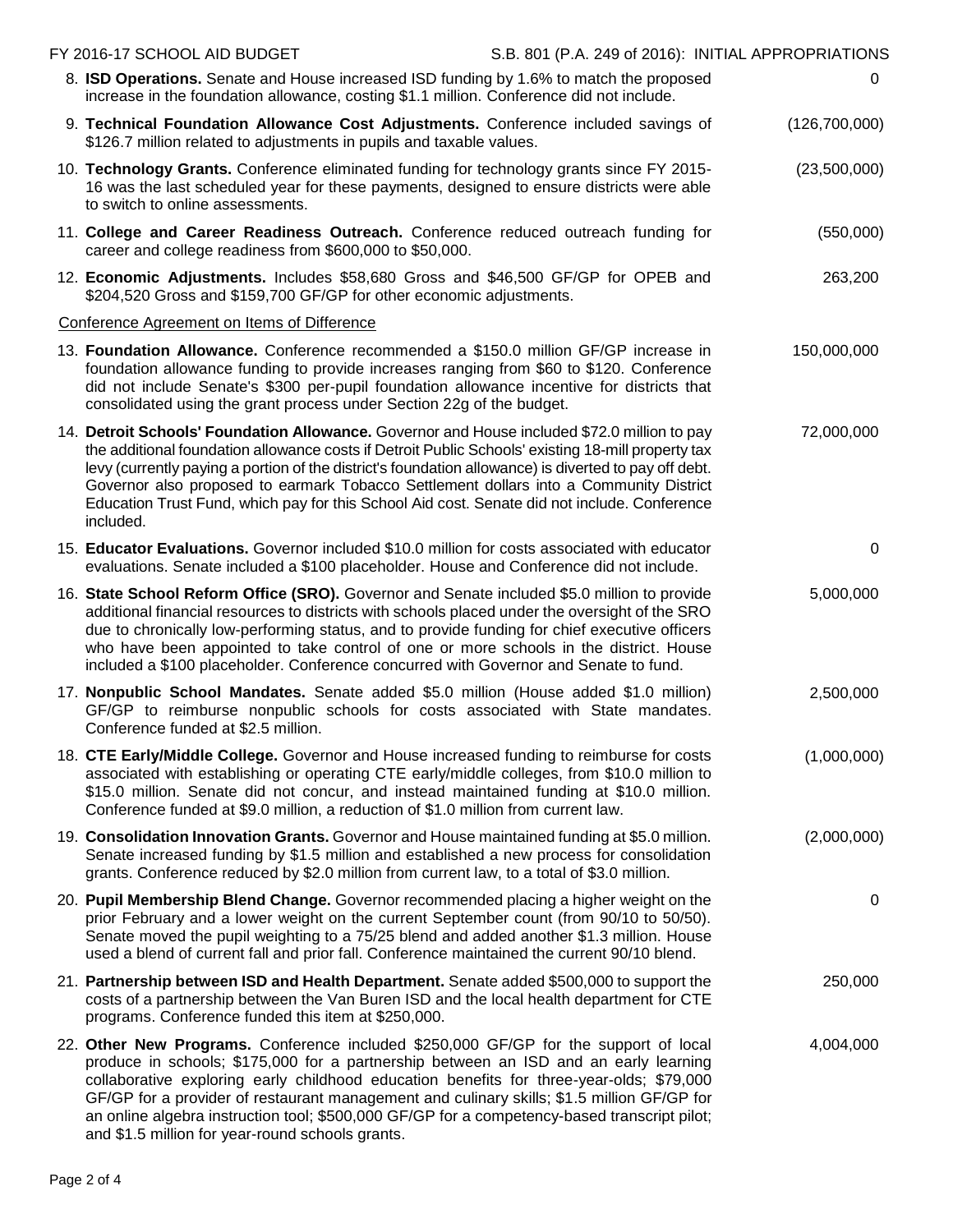| | |
|---|---|
| 8. **ISD Operations.** Senate and House increased ISD funding by 1.6% to match the proposed increase in the foundation allowance, costing $1.1 million. Conference did not include. | 0 |
| 9. **Technical Foundation Allowance Cost Adjustments.** Conference included savings of $126.7 million related to adjustments in pupils and taxable values. | (126,700,000) |
| 10. **Technology Grants.** Conference eliminated funding for technology grants since FY 2015-16 was the last scheduled year for these payments, designed to ensure districts were able to switch to online assessments. | (23,500,000) |
| 11. **College and Career Readiness Outreach.** Conference reduced outreach funding for career and college readiness from $600,000 to $50,000. | (550,000) |
| 12. **Economic Adjustments.** Includes $58,680 Gross and $46,500 GF/GP for OPEB and $204,520 Gross and $159,700 GF/GP for other economic adjustments. | 263,200 |
| Conference Agreement on Items of Difference | |
| 13. **Foundation Allowance.** Conference recommended a $150.0 million GF/GP increase in foundation allowance funding to provide increases ranging from $60 to $120. Conference did not include Senate's $300 per-pupil foundation allowance incentive for districts that consolidated using the grant process under Section 22g of the budget. | 150,000,000 |
| 14. **Detroit Schools' Foundation Allowance.** Governor and House included $72.0 million to pay the additional foundation allowance costs if Detroit Public Schools' existing 18-mill property tax levy (currently paying a portion of the district's foundation allowance) is diverted to pay off debt. Governor also proposed to earmark Tobacco Settlement dollars into a Community District Education Trust Fund, which pay for this School Aid cost. Senate did not include. Conference included. | 72,000,000 |
| 15. **Educator Evaluations.** Governor included $10.0 million for costs associated with educator evaluations. Senate included a $100 placeholder. House and Conference did not include. | 0 |
| 16. **State School Reform Office (SRO).** Governor and Senate included $5.0 million to provide additional financial resources to districts with schools placed under the oversight of the SRO due to chronically low-performing status, and to provide funding for chief executive officers who have been appointed to take control of one or more schools in the district. House included a $100 placeholder. Conference concurred with Governor and Senate to fund. | 5,000,000 |
| 17. **Nonpublic School Mandates.** Senate added $5.0 million (House added $1.0 million) GF/GP to reimburse nonpublic schools for costs associated with State mandates. Conference funded at $2.5 million. | 2,500,000 |
| 18. **CTE Early/Middle College.** Governor and House increased funding to reimburse for costs associated with establishing or operating CTE early/middle colleges, from $10.0 million to $15.0 million. Senate did not concur, and instead maintained funding at $10.0 million. Conference funded at $9.0 million, a reduction of $1.0 million from current law. | (1,000,000) |
| 19. **Consolidation Innovation Grants.** Governor and House maintained funding at $5.0 million. Senate increased funding by $1.5 million and established a new process for consolidation grants. Conference reduced by $2.0 million from current law, to a total of $3.0 million. | (2,000,000) |
| 20. **Pupil Membership Blend Change.** Governor recommended placing a higher weight on the prior February and a lower weight on the current September count (from 90/10 to 50/50). Senate moved the pupil weighting to a 75/25 blend and added another $1.3 million. House used a blend of current fall and prior fall. Conference maintained the current 90/10 blend. | 0 |
| 21. **Partnership between ISD and Health Department.** Senate added $500,000 to support the costs of a partnership between the Van Buren ISD and the local health department for CTE programs. Conference funded this item at $250,000. | 250,000 |
| 22. **Other New Programs.** Conference included $250,000 GF/GP for the support of local produce in schools; $175,000 for a partnership between an ISD and an early learning collaborative exploring early childhood education benefits for three-year-olds; $79,000 GF/GP for a provider of restaurant management and culinary skills; $1.5 million GF/GP for an online algebra instruction tool; $500,000 GF/GP for a competency-based transcript pilot; and $1.5 million for year-round schools grants. | 4,004,000 |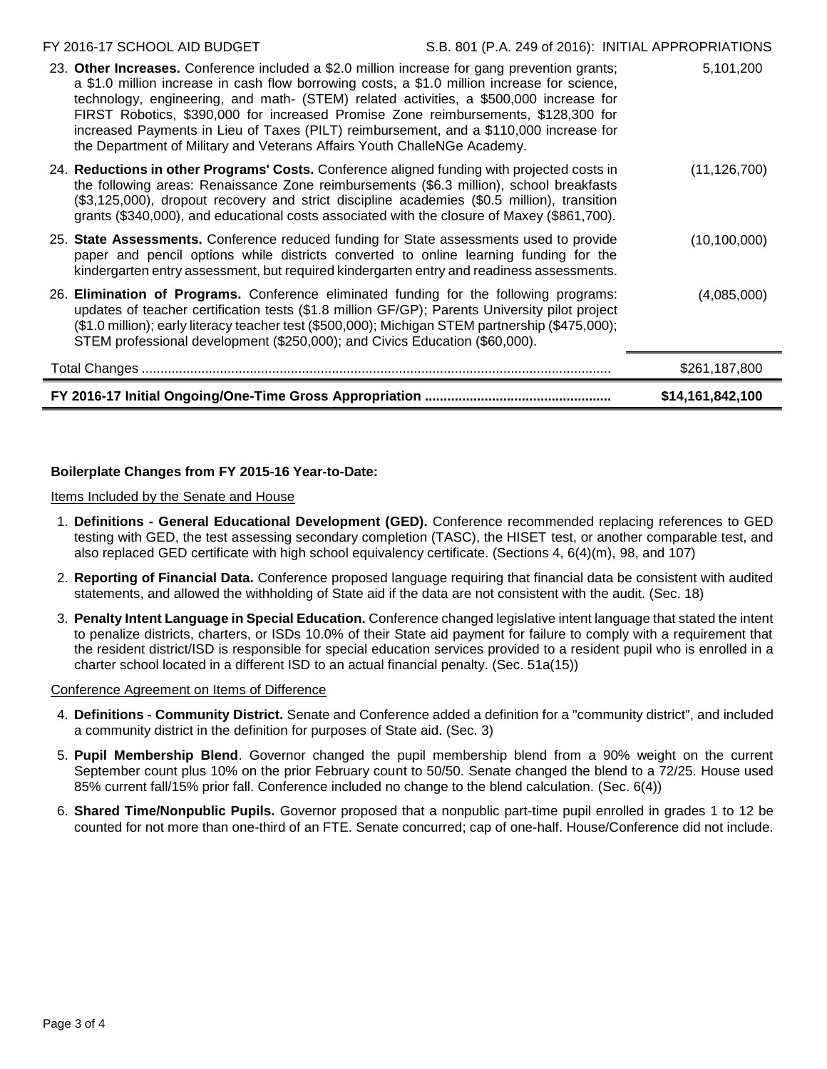| | |
|---|---|
| 23. **Other Increases.** Conference included a \$2.0 million increase for gang prevention grants; a \$1.0 million increase in cash flow borrowing costs, a \$1.0 million increase for science, technology, engineering, and math- (STEM) related activities, a \$500,000 increase for FIRST Robotics, \$390,000 for increased Promise Zone reimbursements, \$128,300 for increased Payments in Lieu of Taxes (PILT) reimbursement, and a \$110,000 increase for the Department of Military and Veterans Affairs Youth ChalleNGe Academy. | 5,101,200 |
| 24. **Reductions in other Programs' Costs.** Conference aligned funding with projected costs in the following areas: Renaissance Zone reimbursements (\$6.3 million), school breakfasts (\$3,125,000), dropout recovery and strict discipline academies (\$0.5 million), transition grants (\$340,000), and educational costs associated with the closure of Maxey (\$861,700). | (11,126,700) |
| 25. **State Assessments.** Conference reduced funding for State assessments used to provide paper and pencil options while districts converted to online learning funding for the kindergarten entry assessment, but required kindergarten entry and readiness assessments. | (10,100,000) |
| 26. **Elimination of Programs.** Conference eliminated funding for the following programs: updates of teacher certification tests (\$1.8 million GF/GP); Parents University pilot project (\$1.0 million); early literacy teacher test (\$500,000); Michigan STEM partnership (\$475,000); STEM professional development (\$250,000); and Civics Education (\$60,000). | (4,085,000) |
| Total Changes | \$261,187,800 |
| **FY 2016-17 Initial Ongoing/One-Time Gross Appropriation** | **\$14,161,842,100** |

**Boilerplate Changes from FY 2015-16 Year-to-Date:**

Items Included by the Senate and House

1. **Definitions - General Educational Development (GED).** Conference recommended replacing references to GED testing with GED, the test assessing secondary completion (TASC), the HISET test, or another comparable test, and also replaced GED certificate with high school equivalency certificate. (Sections 4, 6(4)(m), 98, and 107)
2. **Reporting of Financial Data.** Conference proposed language requiring that financial data be consistent with audited statements, and allowed the withholding of State aid if the data are not consistent with the audit. (Sec. 18)
3. **Penalty Intent Language in Special Education.** Conference changed legislative intent language that stated the intent to penalize districts, charters, or ISDs 10.0% of their State aid payment for failure to comply with a requirement that the resident district/ISD is responsible for special education services provided to a resident pupil who is enrolled in a charter school located in a different ISD to an actual financial penalty. (Sec. 51a(15))

Conference Agreement on Items of Difference

4. **Definitions - Community District.** Senate and Conference added a definition for a "community district", and included a community district in the definition for purposes of State aid. (Sec. 3)
5. **Pupil Membership Blend**. Governor changed the pupil membership blend from a 90% weight on the current September count plus 10% on the prior February count to 50/50. Senate changed the blend to a 72/25. House used 85% current fall/15% prior fall. Conference included no change to the blend calculation. (Sec. 6(4))
6. **Shared Time/Nonpublic Pupils.** Governor proposed that a nonpublic part-time pupil enrolled in grades 1 to 12 be counted for not more than one-third of an FTE. Senate concurred; cap of one-half. House/Conference did not include.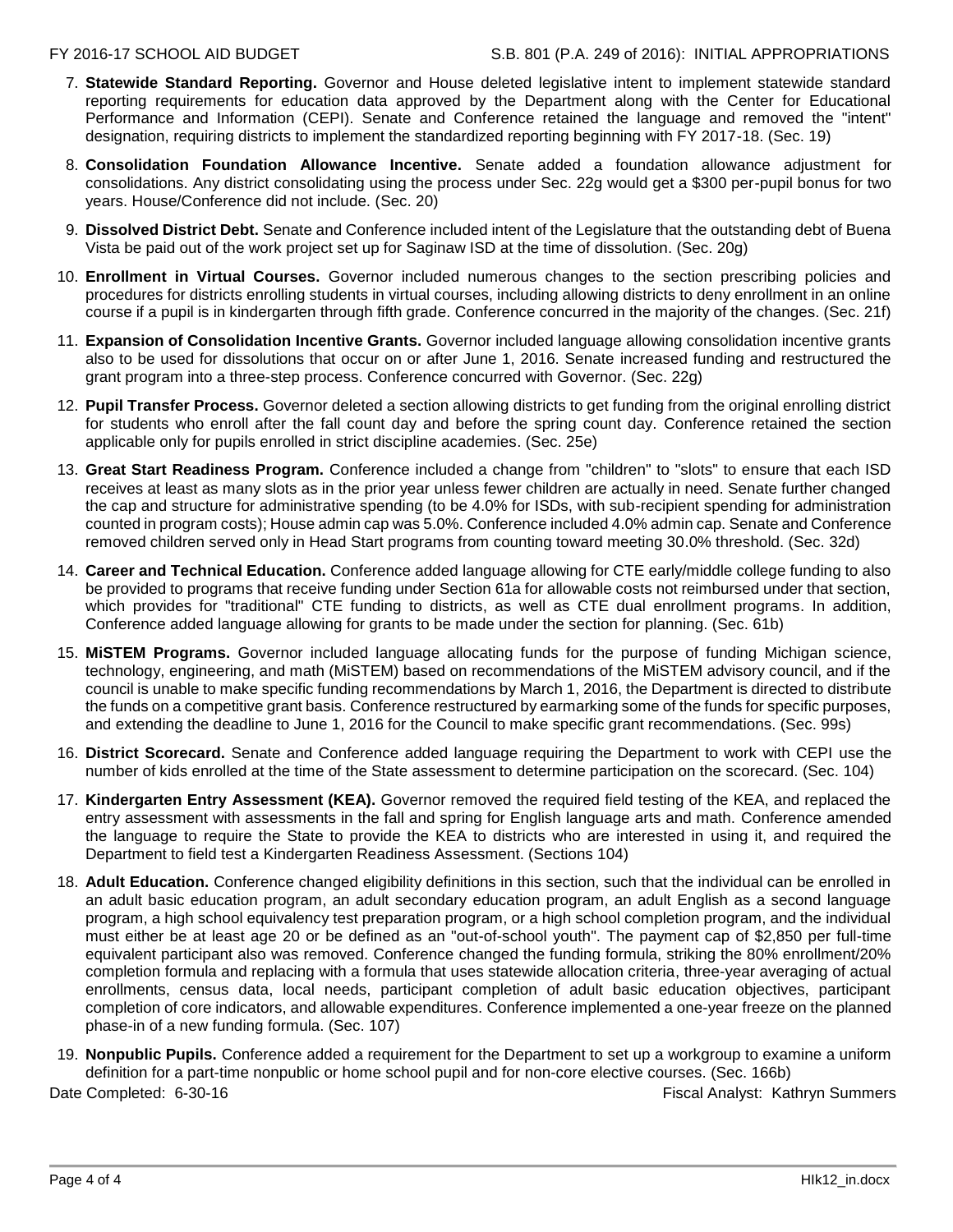7. **Statewide Standard Reporting.** Governor and House deleted legislative intent to implement statewide standard reporting requirements for education data approved by the Department along with the Center for Educational Performance and Information (CEPI). Senate and Conference retained the language and removed the "intent" designation, requiring districts to implement the standardized reporting beginning with FY 2017-18. (Sec. 19)

8. **Consolidation Foundation Allowance Incentive.** Senate added a foundation allowance adjustment for consolidations. Any district consolidating using the process under Sec. 22g would get a $300 per-pupil bonus for two years. House/Conference did not include. (Sec. 20)

9. **Dissolved District Debt.** Senate and Conference included intent of the Legislature that the outstanding debt of Buena Vista be paid out of the work project set up for Saginaw ISD at the time of dissolution. (Sec. 20g)

10. **Enrollment in Virtual Courses.** Governor included numerous changes to the section prescribing policies and procedures for districts enrolling students in virtual courses, including allowing districts to deny enrollment in an online course if a pupil is in kindergarten through fifth grade. Conference concurred in the majority of the changes. (Sec. 21f)

11. **Expansion of Consolidation Incentive Grants.** Governor included language allowing consolidation incentive grants also to be used for dissolutions that occur on or after June 1, 2016. Senate increased funding and restructured the grant program into a three-step process. Conference concurred with Governor. (Sec. 22g)

12. **Pupil Transfer Process.** Governor deleted a section allowing districts to get funding from the original enrolling district for students who enroll after the fall count day and before the spring count day. Conference retained the section applicable only for pupils enrolled in strict discipline academies. (Sec. 25e)

13. **Great Start Readiness Program.** Conference included a change from "children" to "slots" to ensure that each ISD receives at least as many slots as in the prior year unless fewer children are actually in need. Senate further changed the cap and structure for administrative spending (to be 4.0% for ISDs, with sub-recipient spending for administration counted in program costs); House admin cap was 5.0%. Conference included 4.0% admin cap. Senate and Conference removed children served only in Head Start programs from counting toward meeting 30.0% threshold. (Sec. 32d)

14. **Career and Technical Education.** Conference added language allowing for CTE early/middle college funding to also be provided to programs that receive funding under Section 61a for allowable costs not reimbursed under that section, which provides for "traditional" CTE funding to districts, as well as CTE dual enrollment programs. In addition, Conference added language allowing for grants to be made under the section for planning. (Sec. 61b)

15. **MiSTEM Programs.** Governor included language allocating funds for the purpose of funding Michigan science, technology, engineering, and math (MiSTEM) based on recommendations of the MiSTEM advisory council, and if the council is unable to make specific funding recommendations by March 1, 2016, the Department is directed to distribute the funds on a competitive grant basis. Conference restructured by earmarking some of the funds for specific purposes, and extending the deadline to June 1, 2016 for the Council to make specific grant recommendations. (Sec. 99s)

16. **District Scorecard.** Senate and Conference added language requiring the Department to work with CEPI use the number of kids enrolled at the time of the State assessment to determine participation on the scorecard. (Sec. 104)

17. **Kindergarten Entry Assessment (KEA).** Governor removed the required field testing of the KEA, and replaced the entry assessment with assessments in the fall and spring for English language arts and math. Conference amended the language to require the State to provide the KEA to districts who are interested in using it, and required the Department to field test a Kindergarten Readiness Assessment. (Sections 104)

18. **Adult Education.** Conference changed eligibility definitions in this section, such that the individual can be enrolled in an adult basic education program, an adult secondary education program, an adult English as a second language program, a high school equivalency test preparation program, or a high school completion program, and the individual must either be at least age 20 or be defined as an "out-of-school youth". The payment cap of $2,850 per full-time equivalent participant also was removed. Conference changed the funding formula, striking the 80% enrollment/20% completion formula and replacing with a formula that uses statewide allocation criteria, three-year averaging of actual enrollments, census data, local needs, participant completion of adult basic education objectives, participant completion of core indicators, and allowable expenditures. Conference implemented a one-year freeze on the planned phase-in of a new funding formula. (Sec. 107)

19. **Nonpublic Pupils.** Conference added a requirement for the Department to set up a workgroup to examine a uniform definition for a part-time nonpublic or home school pupil and for non-core elective courses. (Sec. 166b)

Date Completed: 6-30-16 Fiscal Analyst: Kathryn Summers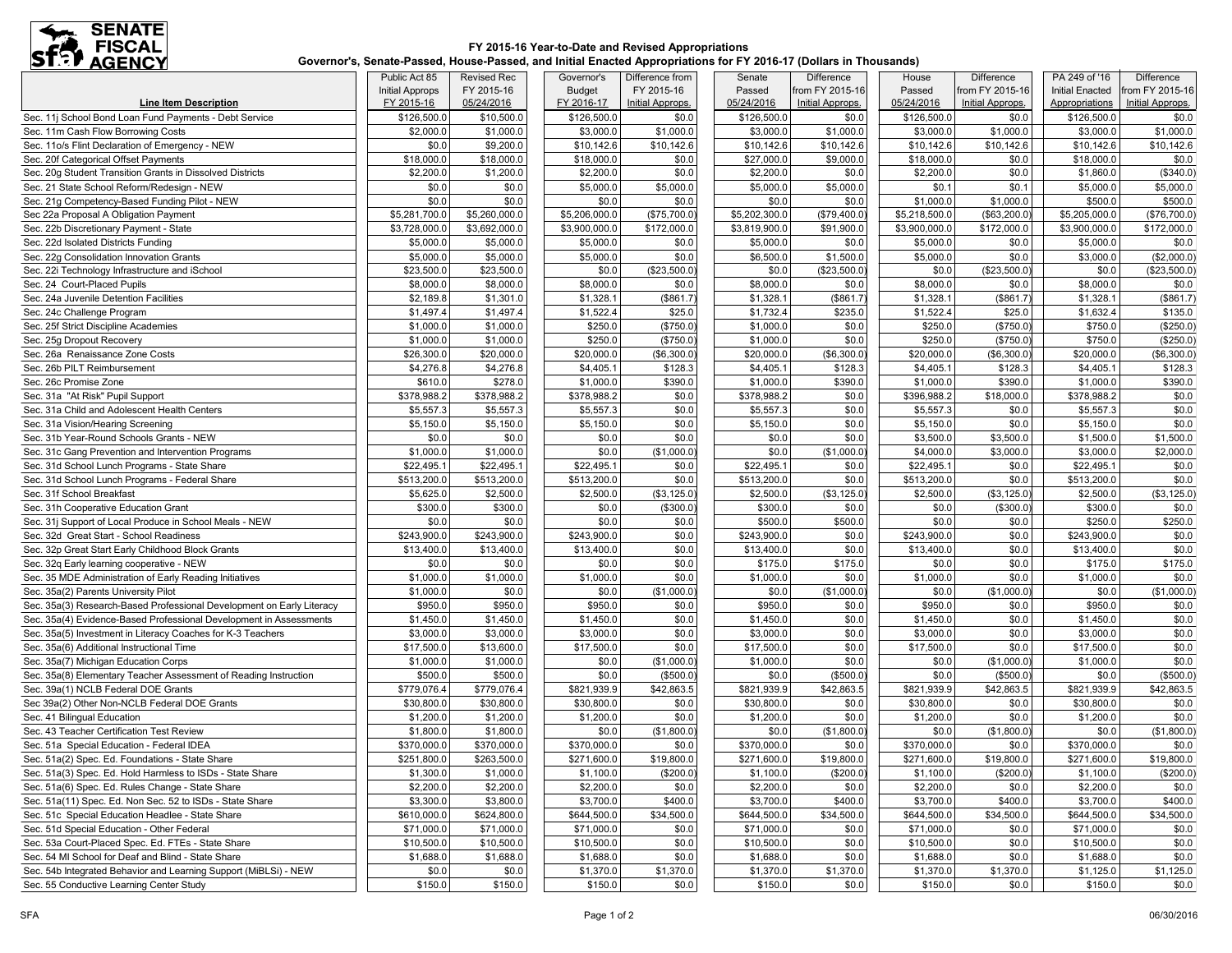**SENATE FISCAL AGENCY**

**FY 2015-16 Year-to-Date and Revised Appropriations**
**Governor's, Senate-Passed, House-Passed, and Initial Enacted Appropriations for FY 2016-17 (Dollars in Thousands)**

| Line Item Description | Public Act 85 Initial Approps FY 2015-16 | Revised Rec FY 2015-16 05/24/2016 | Governor's Budget FY 2016-17 | Difference from FY 2015-16 Initial Approps. | Senate Passed 05/24/2016 | Difference from FY 2015-16 Initial Approps. | House Passed 05/24/2016 | Difference from FY 2015-16 Initial Approps. | PA 249 of '16 Initial Enacted Appropriations | Difference from FY 2015-16 Initial Approps. |
|---|---|---|---|---|---|---|---|---|---|---|
| Sec. 11j School Bond Loan Fund Payments - Debt Service | $126,500.0 | $10,500.0 | $126,500.0 | $0.0 | $126,500.0 | $0.0 | $126,500.0 | $0.0 | $126,500.0 | $0.0 |
| Sec. 11m Cash Flow Borrowing Costs | $2,000.0 | $1,000.0 | $3,000.0 | $1,000.0 | $3,000.0 | $1,000.0 | $3,000.0 | $1,000.0 | $3,000.0 | $1,000.0 |
| Sec. 11o/s Flint Declaration of Emergency - NEW | $0.0 | $9,200.0 | $10,142.6 | $10,142.6 | $10,142.6 | $10,142.6 | $10,142.6 | $10,142.6 | $10,142.6 | $10,142.6 |
| Sec. 20f Categorical Offset Payments | $18,000.0 | $18,000.0 | $18,000.0 | $0.0 | $27,000.0 | $9,000.0 | $18,000.0 | $0.0 | $18,000.0 | $0.0 |
| Sec. 20g Student Transition Grants in Dissolved Districts | $2,200.0 | $1,200.0 | $2,200.0 | $0.0 | $2,200.0 | $0.0 | $2,200.0 | $0.0 | $1,860.0 | ($340.0) |
| Sec. 21 State School Reform/Redesign - NEW | $0.0 | $0.0 | $5,000.0 | $5,000.0 | $5,000.0 | $5,000.0 | $0.1 | $0.1 | $5,000.0 | $5,000.0 |
| Sec. 21g Competency-Based Funding Pilot - NEW | $0.0 | $0.0 | $0.0 | $0.0 | $0.0 | $0.0 | $1,000.0 | $1,000.0 | $500.0 | $500.0 |
| Sec 22a Proposal A Obligation Payment | $5,281,700.0 | $5,260,000.0 | $5,206,000.0 | ($75,700.0) | $5,202,300.0 | ($79,400.0) | $5,218,500.0 | ($63,200.0) | $5,205,000.0 | ($76,700.0) |
| Sec. 22b Discretionary Payment - State | $3,728,000.0 | $3,692,000.0 | $3,900,000.0 | $172,000.0 | $3,819,900.0 | $91,900.0 | $3,900,000.0 | $172,000.0 | $3,900,000.0 | $172,000.0 |
| Sec. 22d Isolated Districts Funding | $5,000.0 | $5,000.0 | $5,000.0 | $0.0 | $5,000.0 | $0.0 | $5,000.0 | $0.0 | $5,000.0 | $0.0 |
| Sec. 22g Consolidation Innovation Grants | $5,000.0 | $5,000.0 | $5,000.0 | $0.0 | $6,500.0 | $1,500.0 | $5,000.0 | $0.0 | $3,000.0 | ($2,000.0) |
| Sec. 22i Technology Infrastructure and iSchool | $23,500.0 | $23,500.0 | $0.0 | ($23,500.0) | $0.0 | ($23,500.0) | $0.0 | ($23,500.0) | $0.0 | ($23,500.0) |
| Sec. 24 Court-Placed Pupils | $8,000.0 | $8,000.0 | $8,000.0 | $0.0 | $8,000.0 | $0.0 | $8,000.0 | $0.0 | $8,000.0 | $0.0 |
| Sec. 24a Juvenile Detention Facilities | $2,189.8 | $1,301.0 | $1,328.1 | ($861.7) | $1,328.1 | ($861.7) | $1,328.1 | ($861.7) | $1,328.1 | ($861.7) |
| Sec. 24c Challenge Program | $1,497.4 | $1,497.4 | $1,522.4 | $25.0 | $1,732.4 | $235.0 | $1,522.4 | $25.0 | $1,632.4 | $135.0 |
| Sec. 25f Strict Discipline Academies | $1,000.0 | $1,000.0 | $250.0 | ($750.0) | $1,000.0 | $0.0 | $250.0 | ($750.0) | $750.0 | ($250.0) |
| Sec. 25g Dropout Recovery | $1,000.0 | $1,000.0 | $250.0 | ($750.0) | $1,000.0 | $0.0 | $250.0 | ($750.0) | $750.0 | ($250.0) |
| Sec. 26a Renaissance Zone Costs | $26,300.0 | $20,000.0 | $20,000.0 | ($6,300.0) | $20,000.0 | ($6,300.0) | $20,000.0 | ($6,300.0) | $20,000.0 | ($6,300.0) |
| Sec. 26b PILT Reimbursement | $4,276.8 | $4,276.8 | $4,405.1 | $128.3 | $4,405.1 | $128.3 | $4,405.1 | $128.3 | $4,405.1 | $128.3 |
| Sec. 26c Promise Zone | $610.0 | $278.0 | $1,000.0 | $390.0 | $1,000.0 | $390.0 | $1,000.0 | $390.0 | $1,000.0 | $390.0 |
| Sec. 31a "At Risk" Pupil Support | $378,988.2 | $378,988.2 | $378,988.2 | $0.0 | $378,988.2 | $0.0 | $396,988.2 | $18,000.0 | $378,988.2 | $0.0 |
| Sec. 31a Child and Adolescent Health Centers | $5,557.3 | $5,557.3 | $5,557.3 | $0.0 | $5,557.3 | $0.0 | $5,557.3 | $0.0 | $5,557.3 | $0.0 |
| Sec. 31a Vision/Hearing Screening | $5,150.0 | $5,150.0 | $5,150.0 | $0.0 | $5,150.0 | $0.0 | $5,150.0 | $0.0 | $5,150.0 | $0.0 |
| Sec. 31b Year-Round Schools Grants - NEW | $0.0 | $0.0 | $0.0 | $0.0 | $0.0 | $0.0 | $3,500.0 | $3,500.0 | $1,500.0 | $1,500.0 |
| Sec. 31c Gang Prevention and Intervention Programs | $1,000.0 | $1,000.0 | $0.0 | ($1,000.0) | $0.0 | ($1,000.0) | $4,000.0 | $3,000.0 | $3,000.0 | $2,000.0 |
| Sec. 31d School Lunch Programs - State Share | $22,495.1 | $22,495.1 | $22,495.1 | $0.0 | $22,495.1 | $0.0 | $22,495.1 | $0.0 | $22,495.1 | $0.0 |
| Sec. 31d School Lunch Programs - Federal Share | $513,200.0 | $513,200.0 | $513,200.0 | $0.0 | $513,200.0 | $0.0 | $513,200.0 | $0.0 | $513,200.0 | $0.0 |
| Sec. 31f School Breakfast | $5,625.0 | $2,500.0 | $2,500.0 | ($3,125.0) | $2,500.0 | ($3,125.0) | $2,500.0 | ($3,125.0) | $2,500.0 | ($3,125.0) |
| Sec. 31h Cooperative Education Grant | $300.0 | $300.0 | $0.0 | ($300.0) | $300.0 | $0.0 | $0.0 | ($300.0) | $300.0 | $0.0 |
| Sec. 31j Support of Local Produce in School Meals - NEW | $0.0 | $0.0 | $0.0 | $0.0 | $500.0 | $500.0 | $0.0 | $0.0 | $250.0 | $250.0 |
| Sec. 32d Great Start - School Readiness | $243,900.0 | $243,900.0 | $243,900.0 | $0.0 | $243,900.0 | $0.0 | $243,900.0 | $0.0 | $243,900.0 | $0.0 |
| Sec. 32p Great Start Early Childhood Block Grants | $13,400.0 | $13,400.0 | $13,400.0 | $0.0 | $13,400.0 | $0.0 | $13,400.0 | $0.0 | $13,400.0 | $0.0 |
| Sec. 32q Early learning cooperative - NEW | $0.0 | $0.0 | $0.0 | $0.0 | $175.0 | $175.0 | $0.0 | $0.0 | $175.0 | $175.0 |
| Sec. 35 MDE Administration of Early Reading Initiatives | $1,000.0 | $1,000.0 | $1,000.0 | $0.0 | $1,000.0 | $0.0 | $1,000.0 | $0.0 | $1,000.0 | $0.0 |
| Sec. 35a(2) Parents University Pilot | $1,000.0 | $0.0 | $0.0 | ($1,000.0) | $0.0 | ($1,000.0) | $0.0 | ($1,000.0) | $0.0 | ($1,000.0) |
| Sec. 35a(3) Research-Based Professional Development on Early Literacy | $950.0 | $950.0 | $950.0 | $0.0 | $950.0 | $0.0 | $950.0 | $0.0 | $950.0 | $0.0 |
| Sec. 35a(4) Evidence-Based Professional Development in Assessments | $1,450.0 | $1,450.0 | $1,450.0 | $0.0 | $1,450.0 | $0.0 | $1,450.0 | $0.0 | $1,450.0 | $0.0 |
| Sec. 35a(5) Investment in Literacy Coaches for K-3 Teachers | $3,000.0 | $3,000.0 | $3,000.0 | $0.0 | $3,000.0 | $0.0 | $3,000.0 | $0.0 | $3,000.0 | $0.0 |
| Sec. 35a(6) Additional Instructional Time | $17,500.0 | $13,600.0 | $17,500.0 | $0.0 | $17,500.0 | $0.0 | $17,500.0 | $0.0 | $17,500.0 | $0.0 |
| Sec. 35a(7) Michigan Education Corps | $1,000.0 | $1,000.0 | $0.0 | ($1,000.0) | $1,000.0 | $0.0 | $0.0 | ($1,000.0) | $1,000.0 | $0.0 |
| Sec. 35a(8) Elementary Teacher Assessment of Reading Instruction | $500.0 | $500.0 | $0.0 | ($500.0) | $0.0 | ($500.0) | $0.0 | ($500.0) | $0.0 | ($500.0) |
| Sec. 39a(1) NCLB Federal DOE Grants | $779,076.4 | $779,076.4 | $821,939.9 | $42,863.5 | $821,939.9 | $42,863.5 | $821,939.9 | $42,863.5 | $821,939.9 | $42,863.5 |
| Sec 39a(2) Other Non-NCLB Federal DOE Grants | $30,800.0 | $30,800.0 | $30,800.0 | $0.0 | $30,800.0 | $0.0 | $30,800.0 | $0.0 | $30,800.0 | $0.0 |
| Sec. 41 Bilingual Education | $1,200.0 | $1,200.0 | $1,200.0 | $0.0 | $1,200.0 | $0.0 | $1,200.0 | $0.0 | $1,200.0 | $0.0 |
| Sec. 43 Teacher Certification Test Review | $1,800.0 | $1,800.0 | $0.0 | ($1,800.0) | $0.0 | ($1,800.0) | $0.0 | ($1,800.0) | $0.0 | ($1,800.0) |
| Sec. 51a Special Education - Federal IDEA | $370,000.0 | $370,000.0 | $370,000.0 | $0.0 | $370,000.0 | $0.0 | $370,000.0 | $0.0 | $370,000.0 | $0.0 |
| Sec. 51a(2) Spec. Ed. Foundations - State Share | $251,800.0 | $263,500.0 | $271,600.0 | $19,800.0 | $271,600.0 | $19,800.0 | $271,600.0 | $19,800.0 | $271,600.0 | $19,800.0 |
| Sec. 51a(3) Spec. Ed. Hold Harmless to ISDs - State Share | $1,300.0 | $1,000.0 | $1,100.0 | ($200.0) | $1,100.0 | ($200.0) | $1,100.0 | ($200.0) | $1,100.0 | ($200.0) |
| Sec. 51a(6) Spec. Ed. Rules Change - State Share | $2,200.0 | $2,200.0 | $2,200.0 | $0.0 | $2,200.0 | $0.0 | $2,200.0 | $0.0 | $2,200.0 | $0.0 |
| Sec. 51a(11) Spec. Ed. Non Sec. 52 to ISDs - State Share | $3,300.0 | $3,800.0 | $3,700.0 | $400.0 | $3,700.0 | $400.0 | $3,700.0 | $400.0 | $3,700.0 | $400.0 |
| Sec. 51c Special Education Headlee - State Share | $610,000.0 | $624,800.0 | $644,500.0 | $34,500.0 | $644,500.0 | $34,500.0 | $644,500.0 | $34,500.0 | $644,500.0 | $34,500.0 |
| Sec. 51d Special Education - Other Federal | $71,000.0 | $71,000.0 | $71,000.0 | $0.0 | $71,000.0 | $0.0 | $71,000.0 | $0.0 | $71,000.0 | $0.0 |
| Sec. 53a Court-Placed Spec. Ed. FTEs - State Share | $10,500.0 | $10,500.0 | $10,500.0 | $0.0 | $10,500.0 | $0.0 | $10,500.0 | $0.0 | $10,500.0 | $0.0 |
| Sec. 54 MI School for Deaf and Blind - State Share | $1,688.0 | $1,688.0 | $1,688.0 | $0.0 | $1,688.0 | $0.0 | $1,688.0 | $0.0 | $1,688.0 | $0.0 |
| Sec. 54b Integrated Behavior and Learning Support (MiBLSi) - NEW | $0.0 | $0.0 | $1,370.0 | $1,370.0 | $1,370.0 | $1,370.0 | $1,370.0 | $1,370.0 | $1,125.0 | $1,125.0 |
| Sec. 55 Conductive Learning Center Study | $150.0 | $150.0 | $150.0 | $0.0 | $150.0 | $0.0 | $150.0 | $0.0 | $150.0 | $0.0 |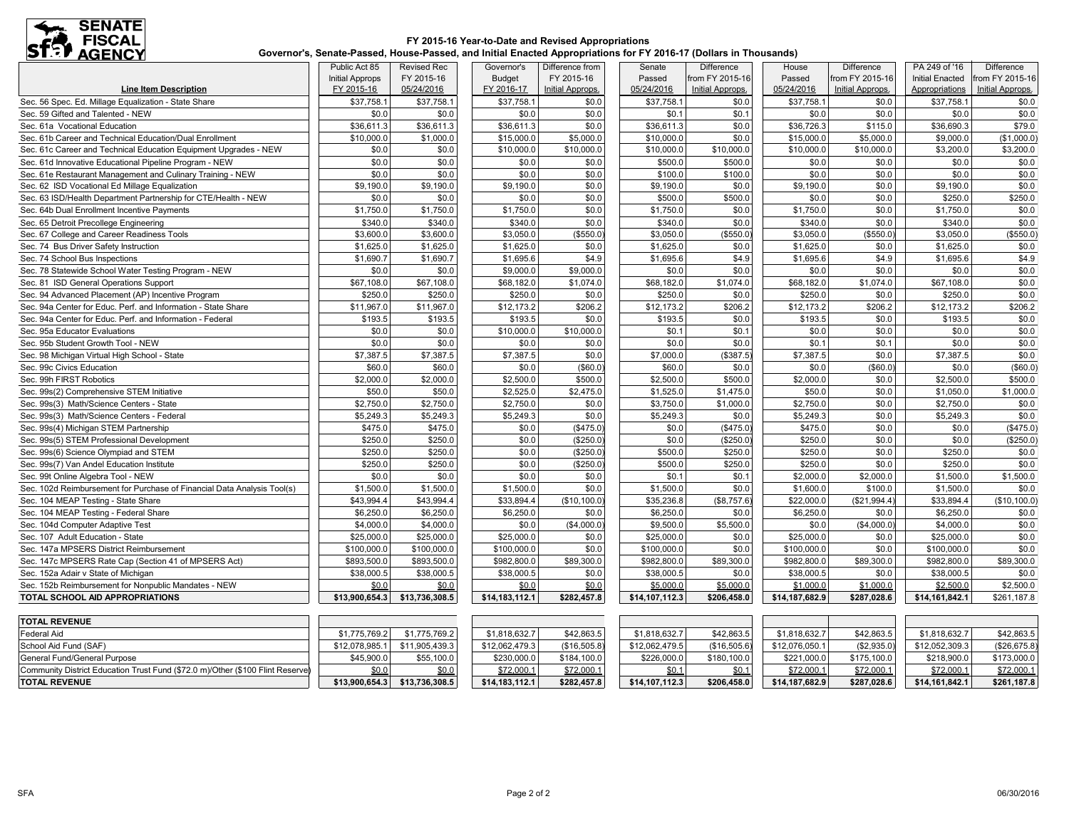**FY 2015-16 Year-to-Date and Revised Appropriations**

**Governor's, Senate-Passed, House-Passed, and Initial Enacted Appropriations for FY 2016-17 (Dollars in Thousands)**

| Line Item Description | Public Act 85 Initial Approps FY 2015-16 | Revised Rec FY 2015-16 05/24/2016 | Governor's Budget FY 2016-17 | Difference from FY 2015-16 Initial Approps. | Senate Passed 05/24/2016 | Difference from FY 2015-16 Initial Approps. | House Passed 05/24/2016 | Difference from FY 2015-16 Initial Approps. | PA 249 of '16 Initial Enacted Appropriations | Difference from FY 2015-16 Initial Approps. |
|---|---|---|---|---|---|---|---|---|---|---|
| Sec. 56 Spec. Ed. Millage Equalization - State Share | $37,758.1 | $37,758.1 | $37,758.1 | $0.0 | $37,758.1 | $0.0 | $37,758.1 | $0.0 | $37,758.1 | $0.0 |
| Sec. 59 Gifted and Talented - NEW | $0.0 | $0.0 | $0.0 | $0.0 | $0.1 | $0.1 | $0.0 | $0.0 | $0.0 | $0.0 |
| Sec. 61a Vocational Education | $36,611.3 | $36,611.3 | $36,611.3 | $0.0 | $36,611.3 | $0.0 | $36,726.3 | $115.0 | $36,690.3 | $79.0 |
| Sec. 61b Career and Technical Education/Dual Enrollment | $10,000.0 | $1,000.0 | $15,000.0 | $5,000.0 | $10,000.0 | $0.0 | $15,000.0 | $5,000.0 | $9,000.0 | ($1,000.0) |
| Sec. 61c Career and Technical Education Equipment Upgrades - NEW | $0.0 | $0.0 | $10,000.0 | $10,000.0 | $10,000.0 | $10,000.0 | $10,000.0 | $10,000.0 | $3,200.0 | $3,200.0 |
| Sec. 61d Innovative Educational Pipeline Program - NEW | $0.0 | $0.0 | $0.0 | $0.0 | $500.0 | $500.0 | $0.0 | $0.0 | $0.0 | $0.0 |
| Sec. 61e Restaurant Management and Culinary Training - NEW | $0.0 | $0.0 | $0.0 | $0.0 | $100.0 | $100.0 | $0.0 | $0.0 | $0.0 | $0.0 |
| Sec. 62 ISD Vocational Ed Millage Equalization | $9,190.0 | $9,190.0 | $9,190.0 | $0.0 | $9,190.0 | $0.0 | $9,190.0 | $0.0 | $9,190.0 | $0.0 |
| Sec. 63 ISD/Health Department Partnership for CTE/Health - NEW | $0.0 | $0.0 | $0.0 | $0.0 | $500.0 | $500.0 | $0.0 | $0.0 | $250.0 | $250.0 |
| Sec. 64b Dual Enrollment Incentive Payments | $1,750.0 | $1,750.0 | $1,750.0 | $0.0 | $1,750.0 | $0.0 | $1,750.0 | $0.0 | $1,750.0 | $0.0 |
| Sec. 65 Detroit Precollege Engineering | $340.0 | $340.0 | $340.0 | $0.0 | $340.0 | $0.0 | $340.0 | $0.0 | $340.0 | $0.0 |
| Sec. 67 College and Career Readiness Tools | $3,600.0 | $3,600.0 | $3,050.0 | ($550.0) | $3,050.0 | ($550.0) | $3,050.0 | ($550.0) | $3,050.0 | ($550.0) |
| Sec. 74 Bus Driver Safety Instruction | $1,625.0 | $1,625.0 | $1,625.0 | $0.0 | $1,625.0 | $0.0 | $1,625.0 | $0.0 | $1,625.0 | $0.0 |
| Sec. 74 School Bus Inspections | $1,690.7 | $1,690.7 | $1,695.6 | $4.9 | $1,695.6 | $4.9 | $1,695.6 | $4.9 | $1,695.6 | $4.9 |
| Sec. 78 Statewide School Water Testing Program - NEW | $0.0 | $0.0 | $9,000.0 | $9,000.0 | $0.0 | $0.0 | $0.0 | $0.0 | $0.0 | $0.0 |
| Sec. 81 ISD General Operations Support | $67,108.0 | $67,108.0 | $68,182.0 | $1,074.0 | $68,182.0 | $1,074.0 | $68,182.0 | $1,074.0 | $67,108.0 | $0.0 |
| Sec. 94 Advanced Placement (AP) Incentive Program | $250.0 | $250.0 | $250.0 | $0.0 | $250.0 | $0.0 | $250.0 | $0.0 | $250.0 | $0.0 |
| Sec. 94a Center for Educ. Perf. and Information - State Share | $11,967.0 | $11,967.0 | $12,173.2 | $206.2 | $12,173.2 | $206.2 | $12,173.2 | $206.2 | $12,173.2 | $206.2 |
| Sec. 94a Center for Educ. Perf. and Information - Federal | $193.5 | $193.5 | $193.5 | $0.0 | $193.5 | $0.0 | $193.5 | $0.0 | $193.5 | $0.0 |
| Sec. 95a Educator Evaluations | $0.0 | $0.0 | $10,000.0 | $10,000.0 | $0.1 | $0.1 | $0.0 | $0.0 | $0.0 | $0.0 |
| Sec. 95b Student Growth Tool - NEW | $0.0 | $0.0 | $0.0 | $0.0 | $0.0 | $0.0 | $0.1 | $0.1 | $0.0 | $0.0 |
| Sec. 98 Michigan Virtual High School - State | $7,387.5 | $7,387.5 | $7,387.5 | $0.0 | $7,000.0 | ($387.5) | $7,387.5 | $0.0 | $7,387.5 | $0.0 |
| Sec. 99c Civics Education | $60.0 | $60.0 | $0.0 | ($60.0) | $60.0 | $0.0 | $0.0 | ($60.0) | $0.0 | ($60.0) |
| Sec. 99h FIRST Robotics | $2,000.0 | $2,000.0 | $2,500.0 | $500.0 | $2,500.0 | $500.0 | $2,000.0 | $0.0 | $2,500.0 | $500.0 |
| Sec. 99s(2) Comprehensive STEM Initiative | $50.0 | $50.0 | $2,525.0 | $2,475.0 | $1,525.0 | $1,475.0 | $50.0 | $0.0 | $1,050.0 | $1,000.0 |
| Sec. 99s(3) Math/Science Centers - State | $2,750.0 | $2,750.0 | $2,750.0 | $0.0 | $3,750.0 | $1,000.0 | $2,750.0 | $0.0 | $2,750.0 | $0.0 |
| Sec. 99s(3) Math/Science Centers - Federal | $5,249.3 | $5,249.3 | $5,249.3 | $0.0 | $5,249.3 | $0.0 | $5,249.3 | $0.0 | $5,249.3 | $0.0 |
| Sec. 99s(4) Michigan STEM Partnership | $475.0 | $475.0 | $0.0 | ($475.0) | $0.0 | ($475.0) | $475.0 | $0.0 | $0.0 | ($475.0) |
| Sec. 99s(5) STEM Professional Development | $250.0 | $250.0 | $0.0 | ($250.0) | $0.0 | ($250.0) | $250.0 | $0.0 | $0.0 | ($250.0) |
| Sec. 99s(6) Science Olympiad and STEM | $250.0 | $250.0 | $0.0 | ($250.0) | $500.0 | $250.0 | $250.0 | $0.0 | $250.0 | $0.0 |
| Sec. 99s(7) Van Andel Education Institute | $250.0 | $250.0 | $0.0 | ($250.0) | $500.0 | $250.0 | $250.0 | $0.0 | $250.0 | $0.0 |
| Sec. 99t Online Algebra Tool - NEW | $0.0 | $0.0 | $0.0 | $0.0 | $0.1 | $0.1 | $2,000.0 | $2,000.0 | $1,500.0 | $1,500.0 |
| Sec. 102d Reimbursement for Purchase of Financial Data Analysis Tool(s) | $1,500.0 | $1,500.0 | $1,500.0 | $0.0 | $1,500.0 | $0.0 | $1,600.0 | $100.0 | $1,500.0 | $0.0 |
| Sec. 104 MEAP Testing - State Share | $43,994.4 | $43,994.4 | $33,894.4 | ($10,100.0) | $35,236.8 | ($8,757.6) | $22,000.0 | ($21,994.4) | $33,894.4 | ($10,100.0) |
| Sec. 104 MEAP Testing - Federal Share | $6,250.0 | $6,250.0 | $6,250.0 | $0.0 | $6,250.0 | $0.0 | $6,250.0 | $0.0 | $6,250.0 | $0.0 |
| Sec. 104d Computer Adaptive Test | $4,000.0 | $4,000.0 | $0.0 | ($4,000.0) | $9,500.0 | $5,500.0 | $0.0 | ($4,000.0) | $4,000.0 | $0.0 |
| Sec. 107 Adult Education - State | $25,000.0 | $25,000.0 | $25,000.0 | $0.0 | $25,000.0 | $0.0 | $25,000.0 | $0.0 | $25,000.0 | $0.0 |
| Sec. 147a MPSERS District Reimbursement | $100,000.0 | $100,000.0 | $100,000.0 | $0.0 | $100,000.0 | $0.0 | $100,000.0 | $0.0 | $100,000.0 | $0.0 |
| Sec. 147c MPSERS Rate Cap (Section 41 of MPSERS Act) | $893,500.0 | $893,500.0 | $982,800.0 | $89,300.0 | $982,800.0 | $89,300.0 | $982,800.0 | $89,300.0 | $982,800.0 | $89,300.0 |
| Sec. 152a Adair v State of Michigan | $38,000.5 | $38,000.5 | $38,000.5 | $0.0 | $38,000.5 | $0.0 | $38,000.5 | $0.0 | $38,000.5 | $0.0 |
| Sec. 152b Reimbursement for Nonpublic Mandates - NEW | $0.0 | $0.0 | $0.0 | $0.0 | $5,000.0 | $5,000.0 | $1,000.0 | $1,000.0 | $2,500.0 | $2,500.0 |
| **TOTAL SCHOOL AID APPROPRIATIONS** | **$13,900,654.3** | **$13,736,308.5** | **$14,183,112.1** | **$282,457.8** | **$14,107,112.3** | **$206,458.0** | **$14,187,682.9** | **$287,028.6** | **$14,161,842.1** | $261,187.8 |
| **TOTAL REVENUE** | | | | | | | | | | |
| Federal Aid | $1,775,769.2 | $1,775,769.2 | $1,818,632.7 | $42,863.5 | $1,818,632.7 | $42,863.5 | $1,818,632.7 | $42,863.5 | $1,818,632.7 | $42,863.5 |
| School Aid Fund (SAF) | $12,078,985.1 | $11,905,439.3 | $12,062,479.3 | ($16,505.8) | $12,062,479.5 | ($16,505.6) | $12,076,050.1 | ($2,935.0) | $12,052,309.3 | ($26,675.8) |
| General Fund/General Purpose | $45,900.0 | $55,100.0 | $230,000.0 | $184,100.0 | $226,000.0 | $180,100.0 | $221,000.0 | $175,100.0 | $218,900.0 | $173,000.0 |
| Community District Education Trust Fund ($72.0 m)/Other ($100 Flint Reserve) | $0.0 | $0.0 | $72,000.1 | $72,000.1 | $0.1 | $0.1 | $72,000.1 | $72,000.1 | $72,000.1 | $72,000.1 |
| **TOTAL REVENUE** | **$13,900,654.3** | **$13,736,308.5** | **$14,183,112.1** | **$282,457.8** | **$14,107,112.3** | **$206,458.0** | **$14,187,682.9** | **$287,028.6** | **$14,161,842.1** | **$261,187.8** |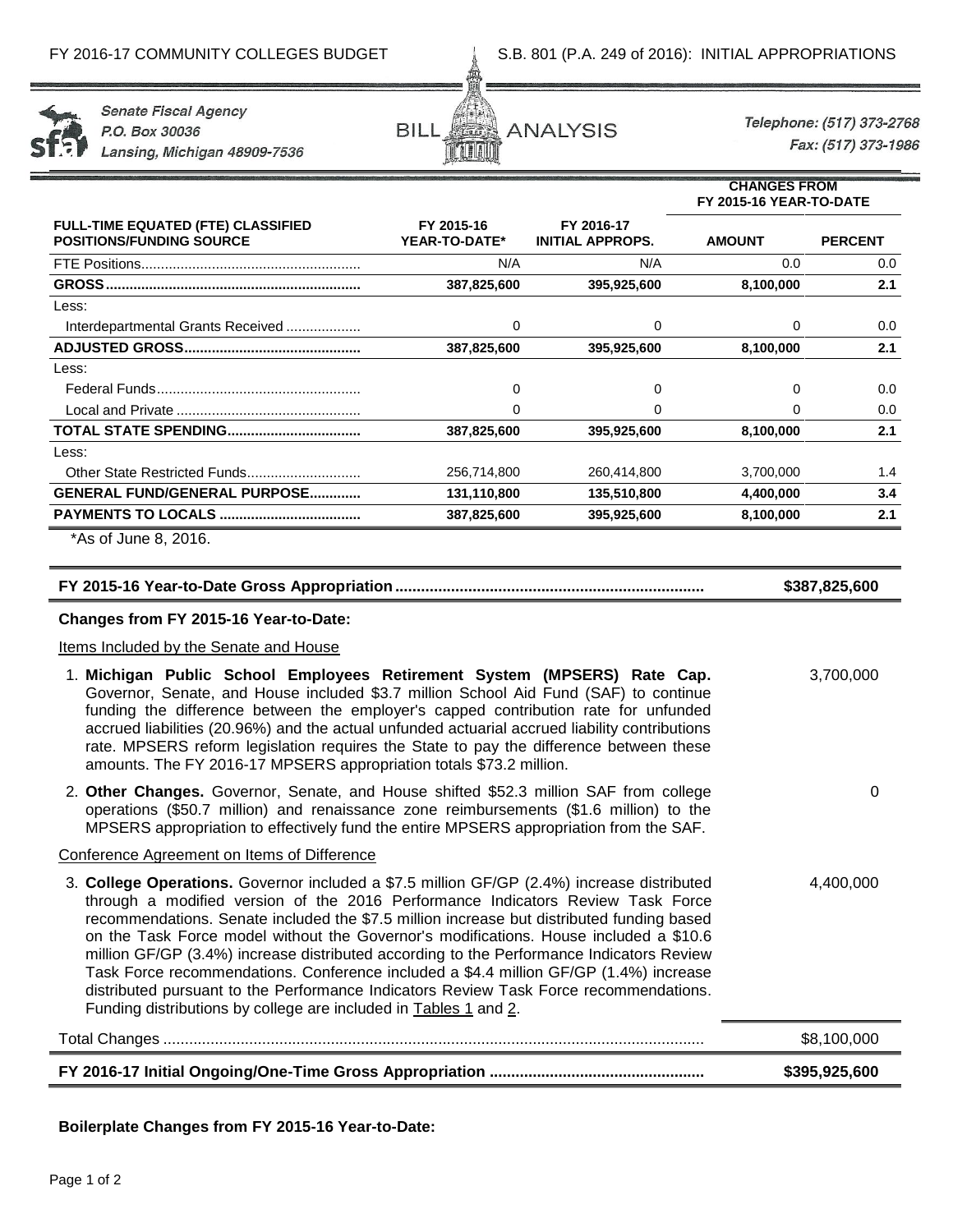FY 2016-17 COMMUNITY COLLEGES BUDGET — S.B. 801 (P.A. 249 of 2016): INITIAL APPROPRIATIONS

Senate Fiscal Agency
P.O. Box 30036
Lansing, Michigan 48909-7536

BILL ANALYSIS

Telephone: (517) 373-2768
Fax: (517) 373-1986

| FULL-TIME EQUATED (FTE) CLASSIFIED POSITIONS/FUNDING SOURCE | FY 2015-16 YEAR-TO-DATE* | FY 2016-17 INITIAL APPROPS. | CHANGES FROM FY 2015-16 YEAR-TO-DATE | |
|---|---|---|---|---|
| | | | **AMOUNT** | **PERCENT** |
| FTE Positions | N/A | N/A | 0.0 | 0.0 |
| **GROSS** | **387,825,600** | **395,925,600** | **8,100,000** | **2.1** |
| Less: | | | | |
| Interdepartmental Grants Received | 0 | 0 | 0 | 0.0 |
| **ADJUSTED GROSS** | **387,825,600** | **395,925,600** | **8,100,000** | **2.1** |
| Less: | | | | |
| Federal Funds | 0 | 0 | 0 | 0.0 |
| Local and Private | 0 | 0 | 0 | 0.0 |
| **TOTAL STATE SPENDING** | **387,825,600** | **395,925,600** | **8,100,000** | **2.1** |
| Less: | | | | |
| Other State Restricted Funds | 256,714,800 | 260,414,800 | 3,700,000 | 1.4 |
| **GENERAL FUND/GENERAL PURPOSE** | **131,110,800** | **135,510,800** | **4,400,000** | **3.4** |
| **PAYMENTS TO LOCALS** | **387,825,600** | **395,925,600** | **8,100,000** | **2.1** |

*As of June 8, 2016.

| | |
|---|---|
| **FY 2015-16 Year-to-Date Gross Appropriation** | **$387,825,600** |

**Changes from FY 2015-16 Year-to-Date:**

Items Included by the Senate and House

| | |
|---|---|
| 1. **Michigan Public School Employees Retirement System (MPSERS) Rate Cap.** Governor, Senate, and House included \$3.7 million School Aid Fund (SAF) to continue funding the difference between the employer's capped contribution rate for unfunded accrued liabilities (20.96%) and the actual unfunded actuarial accrued liability contributions rate. MPSERS reform legislation requires the State to pay the difference between these amounts. The FY 2016-17 MPSERS appropriation totals \$73.2 million. | 3,700,000 |
| 2. **Other Changes.** Governor, Senate, and House shifted \$52.3 million SAF from college operations (\$50.7 million) and renaissance zone reimbursements (\$1.6 million) to the MPSERS appropriation to effectively fund the entire MPSERS appropriation from the SAF. | 0 |

Conference Agreement on Items of Difference

| | |
|---|---|
| 3. **College Operations.** Governor included a \$7.5 million GF/GP (2.4%) increase distributed through a modified version of the 2016 Performance Indicators Review Task Force recommendations. Senate included the \$7.5 million increase but distributed funding based on the Task Force model without the Governor's modifications. House included a \$10.6 million GF/GP (3.4%) increase distributed according to the Performance Indicators Review Task Force recommendations. Conference included a \$4.4 million GF/GP (1.4%) increase distributed pursuant to the Performance Indicators Review Task Force recommendations. Funding distributions by college are included in Tables 1 and 2. | 4,400,000 |
| Total Changes | \$8,100,000 |
| **FY 2016-17 Initial Ongoing/One-Time Gross Appropriation** | **\$395,925,600** |

**Boilerplate Changes from FY 2015-16 Year-to-Date:**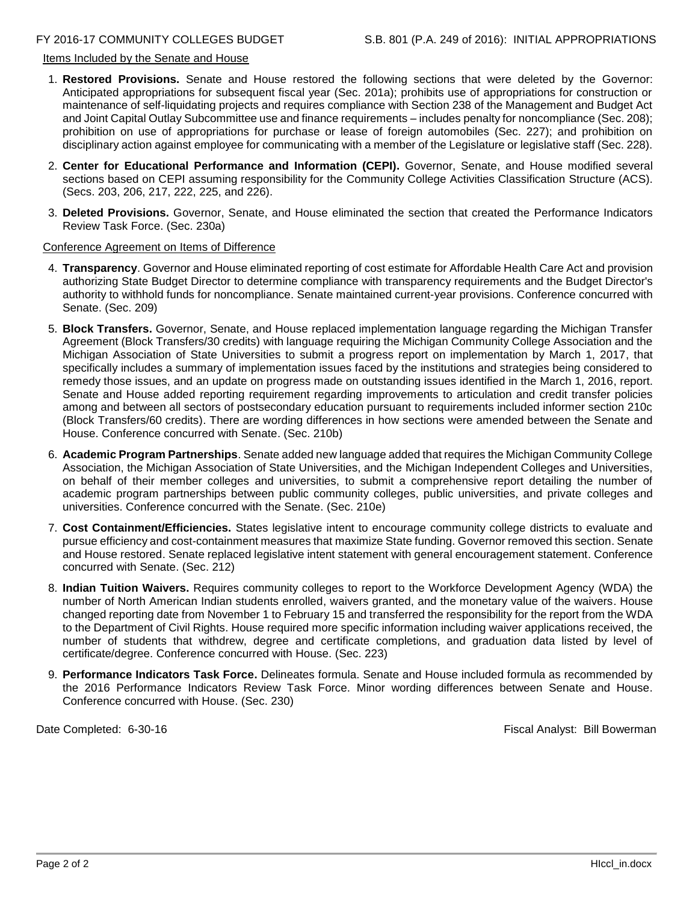Items Included by the Senate and House

1. **Restored Provisions.** Senate and House restored the following sections that were deleted by the Governor: Anticipated appropriations for subsequent fiscal year (Sec. 201a); prohibits use of appropriations for construction or maintenance of self-liquidating projects and requires compliance with Section 238 of the Management and Budget Act and Joint Capital Outlay Subcommittee use and finance requirements – includes penalty for noncompliance (Sec. 208); prohibition on use of appropriations for purchase or lease of foreign automobiles (Sec. 227); and prohibition on disciplinary action against employee for communicating with a member of the Legislature or legislative staff (Sec. 228).

2. **Center for Educational Performance and Information (CEPI).** Governor, Senate, and House modified several sections based on CEPI assuming responsibility for the Community College Activities Classification Structure (ACS). (Secs. 203, 206, 217, 222, 225, and 226).

3. **Deleted Provisions.** Governor, Senate, and House eliminated the section that created the Performance Indicators Review Task Force. (Sec. 230a)

Conference Agreement on Items of Difference

4. **Transparency**. Governor and House eliminated reporting of cost estimate for Affordable Health Care Act and provision authorizing State Budget Director to determine compliance with transparency requirements and the Budget Director's authority to withhold funds for noncompliance. Senate maintained current-year provisions. Conference concurred with Senate. (Sec. 209)

5. **Block Transfers.** Governor, Senate, and House replaced implementation language regarding the Michigan Transfer Agreement (Block Transfers/30 credits) with language requiring the Michigan Community College Association and the Michigan Association of State Universities to submit a progress report on implementation by March 1, 2017, that specifically includes a summary of implementation issues faced by the institutions and strategies being considered to remedy those issues, and an update on progress made on outstanding issues identified in the March 1, 2016, report. Senate and House added reporting requirement regarding improvements to articulation and credit transfer policies among and between all sectors of postsecondary education pursuant to requirements included informer section 210c (Block Transfers/60 credits). There are wording differences in how sections were amended between the Senate and House. Conference concurred with Senate. (Sec. 210b)

6. **Academic Program Partnerships**. Senate added new language added that requires the Michigan Community College Association, the Michigan Association of State Universities, and the Michigan Independent Colleges and Universities, on behalf of their member colleges and universities, to submit a comprehensive report detailing the number of academic program partnerships between public community colleges, public universities, and private colleges and universities. Conference concurred with the Senate. (Sec. 210e)

7. **Cost Containment/Efficiencies.** States legislative intent to encourage community college districts to evaluate and pursue efficiency and cost-containment measures that maximize State funding. Governor removed this section. Senate and House restored. Senate replaced legislative intent statement with general encouragement statement. Conference concurred with Senate. (Sec. 212)

8. **Indian Tuition Waivers.** Requires community colleges to report to the Workforce Development Agency (WDA) the number of North American Indian students enrolled, waivers granted, and the monetary value of the waivers. House changed reporting date from November 1 to February 15 and transferred the responsibility for the report from the WDA to the Department of Civil Rights. House required more specific information including waiver applications received, the number of students that withdrew, degree and certificate completions, and graduation data listed by level of certificate/degree. Conference concurred with House. (Sec. 223)

9. **Performance Indicators Task Force.** Delineates formula. Senate and House included formula as recommended by the 2016 Performance Indicators Review Task Force. Minor wording differences between Senate and House. Conference concurred with House. (Sec. 230)

Date Completed: 6-30-16 Fiscal Analyst: Bill Bowerman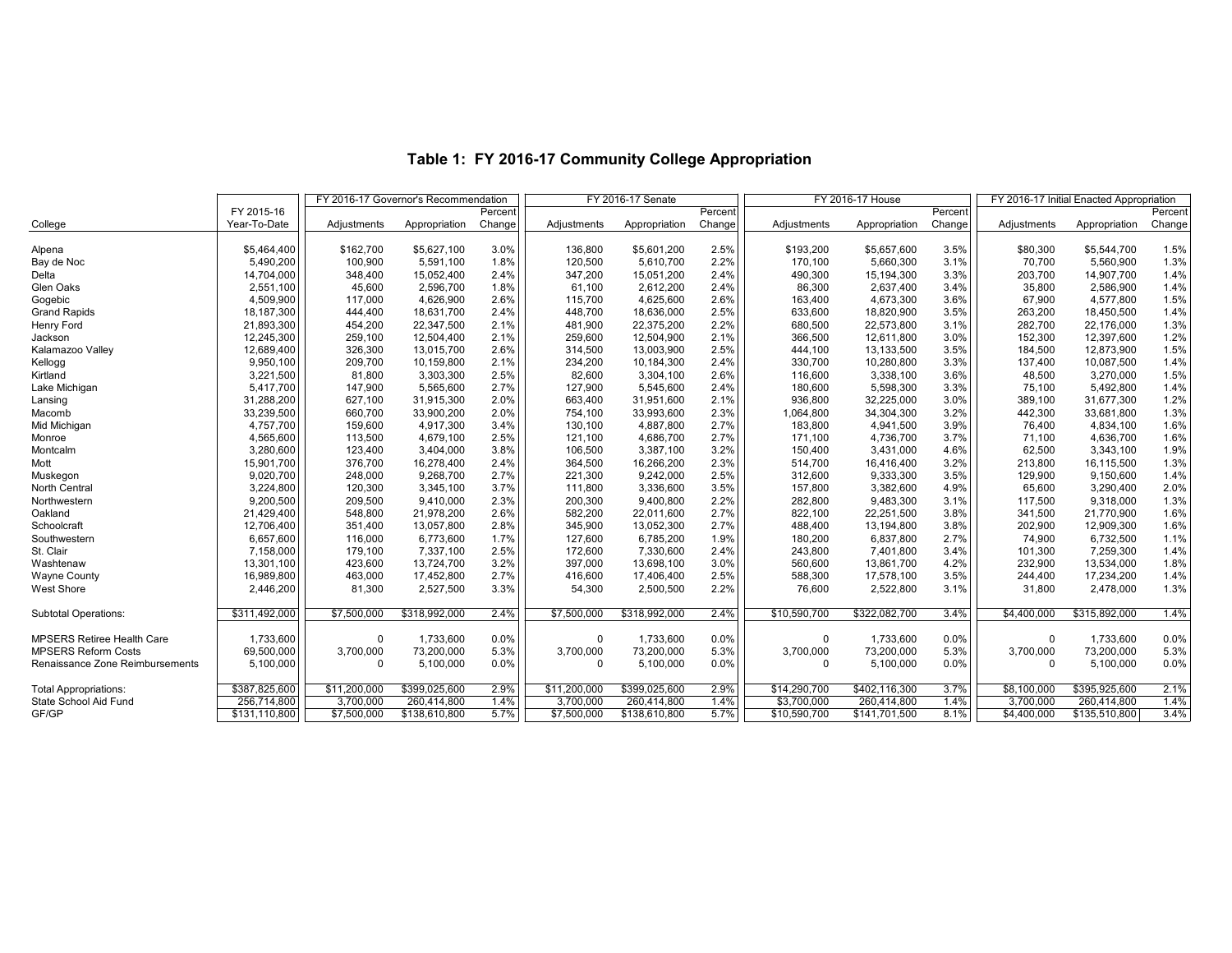## Table 1: FY 2016-17 Community College Appropriation

| College | FY 2015-16 Year-To-Date | FY 2016-17 Governor's Recommendation Adjustments | Appropriation | Percent Change | FY 2016-17 Senate Adjustments | Appropriation | Percent Change | FY 2016-17 House Adjustments | Appropriation | Percent Change | FY 2016-17 Initial Enacted Appropriation Adjustments | Appropriation | Percent Change |
|---|---|---|---|---|---|---|---|---|---|---|---|---|---|
| Alpena | $5,464,400 | $162,700 | $5,627,100 | 3.0% | 136,800 | $5,601,200 | 2.5% | $193,200 | $5,657,600 | 3.5% | $80,300 | $5,544,700 | 1.5% |
| Bay de Noc | 5,490,200 | 100,900 | 5,591,100 | 1.8% | 120,500 | 5,610,700 | 2.2% | 170,100 | 5,660,300 | 3.1% | 70,700 | 5,560,900 | 1.3% |
| Delta | 14,704,000 | 348,400 | 15,052,400 | 2.4% | 347,200 | 15,051,200 | 2.4% | 490,300 | 15,194,300 | 3.3% | 203,700 | 14,907,700 | 1.4% |
| Glen Oaks | 2,551,100 | 45,600 | 2,596,700 | 1.8% | 61,100 | 2,612,200 | 2.4% | 86,300 | 2,637,400 | 3.4% | 35,800 | 2,586,900 | 1.4% |
| Gogebic | 4,509,900 | 117,000 | 4,626,900 | 2.6% | 115,700 | 4,625,600 | 2.6% | 163,400 | 4,673,300 | 3.6% | 67,900 | 4,577,800 | 1.5% |
| Grand Rapids | 18,187,300 | 444,400 | 18,631,700 | 2.4% | 448,700 | 18,636,000 | 2.5% | 633,600 | 18,820,900 | 3.5% | 263,200 | 18,450,500 | 1.4% |
| Henry Ford | 21,893,300 | 454,200 | 22,347,500 | 2.1% | 481,900 | 22,375,200 | 2.2% | 680,500 | 22,573,800 | 3.1% | 282,700 | 22,176,000 | 1.3% |
| Jackson | 12,245,300 | 259,100 | 12,504,400 | 2.1% | 259,600 | 12,504,900 | 2.1% | 366,500 | 12,611,800 | 3.0% | 152,300 | 12,397,600 | 1.2% |
| Kalamazoo Valley | 12,689,400 | 326,300 | 13,015,700 | 2.6% | 314,500 | 13,003,900 | 2.5% | 444,100 | 13,133,500 | 3.5% | 184,500 | 12,873,900 | 1.5% |
| Kellogg | 9,950,100 | 209,700 | 10,159,800 | 2.1% | 234,200 | 10,184,300 | 2.4% | 330,700 | 10,280,800 | 3.3% | 137,400 | 10,087,500 | 1.4% |
| Kirtland | 3,221,500 | 81,800 | 3,303,300 | 2.5% | 82,600 | 3,304,100 | 2.6% | 116,600 | 3,338,100 | 3.6% | 48,500 | 3,270,000 | 1.5% |
| Lake Michigan | 5,417,700 | 147,900 | 5,565,600 | 2.7% | 127,900 | 5,545,600 | 2.4% | 180,600 | 5,598,300 | 3.3% | 75,100 | 5,492,800 | 1.4% |
| Lansing | 31,288,200 | 627,100 | 31,915,300 | 2.0% | 663,400 | 31,951,600 | 2.1% | 936,800 | 32,225,000 | 3.0% | 389,100 | 31,677,300 | 1.2% |
| Macomb | 33,239,500 | 660,700 | 33,900,200 | 2.0% | 754,100 | 33,993,600 | 2.3% | 1,064,800 | 34,304,300 | 3.2% | 442,300 | 33,681,800 | 1.3% |
| Mid Michigan | 4,757,700 | 159,600 | 4,917,300 | 3.4% | 130,100 | 4,887,800 | 2.7% | 183,800 | 4,941,500 | 3.9% | 76,400 | 4,834,100 | 1.6% |
| Monroe | 4,565,600 | 113,500 | 4,679,100 | 2.5% | 121,100 | 4,686,700 | 2.7% | 171,100 | 4,736,700 | 3.7% | 71,100 | 4,636,700 | 1.6% |
| Montcalm | 3,280,600 | 123,400 | 3,404,000 | 3.8% | 106,500 | 3,387,100 | 3.2% | 150,400 | 3,431,000 | 4.6% | 62,500 | 3,343,100 | 1.9% |
| Mott | 15,901,700 | 376,700 | 16,278,400 | 2.4% | 364,500 | 16,266,200 | 2.3% | 514,700 | 16,416,400 | 3.2% | 213,800 | 16,115,500 | 1.3% |
| Muskegon | 9,020,700 | 248,000 | 9,268,700 | 2.7% | 221,300 | 9,242,000 | 2.5% | 312,600 | 9,333,300 | 3.5% | 129,900 | 9,150,600 | 1.4% |
| North Central | 3,224,800 | 120,300 | 3,345,100 | 3.7% | 111,800 | 3,336,600 | 3.5% | 157,800 | 3,382,600 | 4.9% | 65,600 | 3,290,400 | 2.0% |
| Northwestern | 9,200,500 | 209,500 | 9,410,000 | 2.3% | 200,300 | 9,400,800 | 2.2% | 282,800 | 9,483,300 | 3.1% | 117,500 | 9,318,000 | 1.3% |
| Oakland | 21,429,400 | 548,800 | 21,978,200 | 2.6% | 582,200 | 22,011,600 | 2.7% | 822,100 | 22,251,500 | 3.8% | 341,500 | 21,770,900 | 1.6% |
| Schoolcraft | 12,706,400 | 351,400 | 13,057,800 | 2.8% | 345,900 | 13,052,300 | 2.7% | 488,400 | 13,194,800 | 3.8% | 202,900 | 12,909,300 | 1.6% |
| Southwestern | 6,657,600 | 116,000 | 6,773,600 | 1.7% | 127,600 | 6,785,200 | 1.9% | 180,200 | 6,837,800 | 2.7% | 74,900 | 6,732,500 | 1.1% |
| St. Clair | 7,158,000 | 179,100 | 7,337,100 | 2.5% | 172,600 | 7,330,600 | 2.4% | 243,800 | 7,401,800 | 3.4% | 101,300 | 7,259,300 | 1.4% |
| Washtenaw | 13,301,100 | 423,600 | 13,724,700 | 3.2% | 397,000 | 13,698,100 | 3.0% | 560,600 | 13,861,700 | 4.2% | 232,900 | 13,534,000 | 1.8% |
| Wayne County | 16,989,800 | 463,000 | 17,452,800 | 2.7% | 416,600 | 17,406,400 | 2.5% | 588,300 | 17,578,100 | 3.5% | 244,400 | 17,234,200 | 1.4% |
| West Shore | 2,446,200 | 81,300 | 2,527,500 | 3.3% | 54,300 | 2,500,500 | 2.2% | 76,600 | 2,522,800 | 3.1% | 31,800 | 2,478,000 | 1.3% |
| Subtotal Operations: | $311,492,000 | $7,500,000 | $318,992,000 | 2.4% | $7,500,000 | $318,992,000 | 2.4% | $10,590,700 | $322,082,700 | 3.4% | $4,400,000 | $315,892,000 | 1.4% |
| MPSERS Retiree Health Care | 1,733,600 | 0 | 1,733,600 | 0.0% | 0 | 1,733,600 | 0.0% | 0 | 1,733,600 | 0.0% | 0 | 1,733,600 | 0.0% |
| MPSERS Reform Costs | 69,500,000 | 3,700,000 | 73,200,000 | 5.3% | 3,700,000 | 73,200,000 | 5.3% | 3,700,000 | 73,200,000 | 5.3% | 3,700,000 | 73,200,000 | 5.3% |
| Renaissance Zone Reimbursements | 5,100,000 | 0 | 5,100,000 | 0.0% | 0 | 5,100,000 | 0.0% | 0 | 5,100,000 | 0.0% | 0 | 5,100,000 | 0.0% |
| Total Appropriations: | $387,825,600 | $11,200,000 | $399,025,600 | 2.9% | $11,200,000 | $399,025,600 | 2.9% | $14,290,700 | $402,116,300 | 3.7% | $8,100,000 | $395,925,600 | 2.1% |
| State School Aid Fund | 256,714,800 | 3,700,000 | 260,414,800 | 1.4% | 3,700,000 | 260,414,800 | 1.4% | $3,700,000 | 260,414,800 | 1.4% | 3,700,000 | 260,414,800 | 1.4% |
| GF/GP | $131,110,800 | $7,500,000 | $138,610,800 | 5.7% | $7,500,000 | $138,610,800 | 5.7% | $10,590,700 | $141,701,500 | 8.1% | $4,400,000 | $135,510,800 | 3.4% |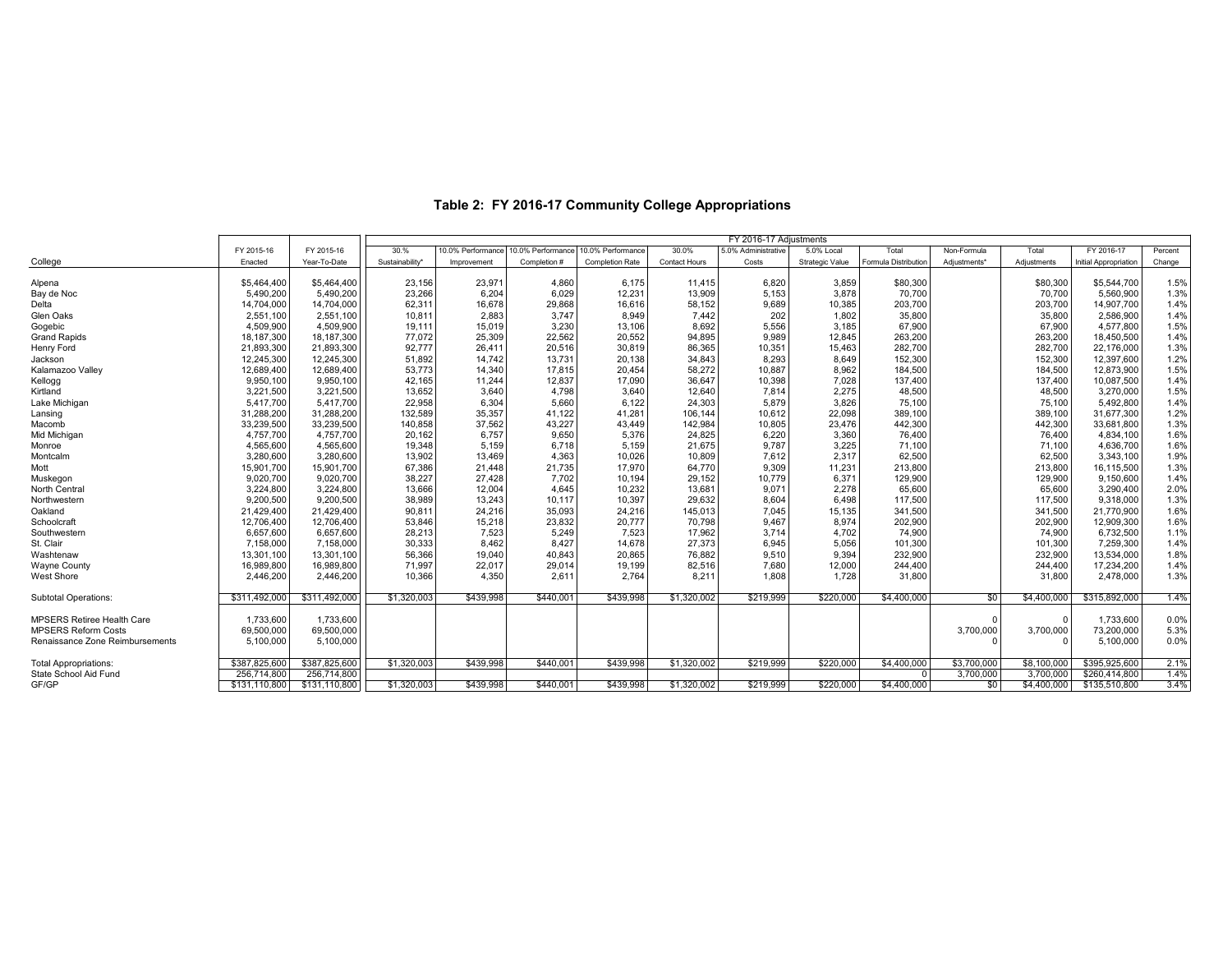# Table 2: FY 2016-17 Community College Appropriations

| College | FY 2015-16 Enacted | FY 2015-16 Year-To-Date | FY 2016-17 Adjustments: 30.% Sustainability* | 10.0% Performance Improvement | 10.0% Performance Completion # | 10.0% Performance Completion Rate | 30.0% Contact Hours | 5.0% Administrative Costs | 5.0% Local Strategic Value | Total Formula Distribution | Non-Formula Adjustments* | Total Adjustments | FY 2016-17 Initial Appropriation | Percent Change |
|---|---|---|---|---|---|---|---|---|---|---|---|---|---|---|
| Alpena | $5,464,400 | $5,464,400 | 23,156 | 23,971 | 4,860 | 6,175 | 11,415 | 6,820 | 3,859 | $80,300 | | $80,300 | $5,544,700 | 1.5% |
| Bay de Noc | 5,490,200 | 5,490,200 | 23,266 | 6,204 | 6,029 | 12,231 | 13,909 | 5,153 | 3,878 | 70,700 | | 70,700 | 5,560,900 | 1.3% |
| Delta | 14,704,000 | 14,704,000 | 62,311 | 16,678 | 29,868 | 16,616 | 58,152 | 9,689 | 10,385 | 203,700 | | 203,700 | 14,907,700 | 1.4% |
| Glen Oaks | 2,551,100 | 2,551,100 | 10,811 | 2,883 | 3,747 | 8,949 | 7,442 | 202 | 1,802 | 35,800 | | 35,800 | 2,586,900 | 1.4% |
| Gogebic | 4,509,900 | 4,509,900 | 19,111 | 15,019 | 3,230 | 13,106 | 8,692 | 5,556 | 3,185 | 67,900 | | 67,900 | 4,577,800 | 1.5% |
| Grand Rapids | 18,187,300 | 18,187,300 | 77,072 | 25,309 | 22,562 | 20,552 | 94,895 | 9,989 | 12,845 | 263,200 | | 263,200 | 18,450,500 | 1.4% |
| Henry Ford | 21,893,300 | 21,893,300 | 92,777 | 26,411 | 20,516 | 30,819 | 86,365 | 10,351 | 15,463 | 282,700 | | 282,700 | 22,176,000 | 1.3% |
| Jackson | 12,245,300 | 12,245,300 | 51,892 | 14,742 | 13,731 | 20,138 | 34,843 | 8,293 | 8,649 | 152,300 | | 152,300 | 12,397,600 | 1.2% |
| Kalamazoo Valley | 12,689,400 | 12,689,400 | 53,773 | 14,340 | 17,815 | 20,454 | 58,272 | 10,887 | 8,962 | 184,500 | | 184,500 | 12,873,900 | 1.5% |
| Kellogg | 9,950,100 | 9,950,100 | 42,165 | 11,244 | 12,837 | 17,090 | 36,647 | 10,398 | 7,028 | 137,400 | | 137,400 | 10,087,500 | 1.4% |
| Kirtland | 3,221,500 | 3,221,500 | 13,652 | 3,640 | 4,798 | 3,640 | 12,640 | 7,814 | 2,275 | 48,500 | | 48,500 | 3,270,000 | 1.5% |
| Lake Michigan | 5,417,700 | 5,417,700 | 22,958 | 6,304 | 5,660 | 6,122 | 24,303 | 5,879 | 3,826 | 75,100 | | 75,100 | 5,492,800 | 1.4% |
| Lansing | 31,288,200 | 31,288,200 | 132,589 | 35,357 | 41,122 | 41,281 | 106,144 | 10,612 | 22,098 | 389,100 | | 389,100 | 31,677,300 | 1.2% |
| Macomb | 33,239,500 | 33,239,500 | 140,858 | 37,562 | 43,227 | 43,449 | 142,984 | 10,805 | 23,476 | 442,300 | | 442,300 | 33,681,800 | 1.3% |
| Mid Michigan | 4,757,700 | 4,757,700 | 20,162 | 6,757 | 9,650 | 5,376 | 24,825 | 6,220 | 3,360 | 76,400 | | 76,400 | 4,834,100 | 1.6% |
| Monroe | 4,565,600 | 4,565,600 | 19,348 | 5,159 | 6,718 | 5,159 | 21,675 | 9,787 | 3,225 | 71,100 | | 71,100 | 4,636,700 | 1.6% |
| Montcalm | 3,280,600 | 3,280,600 | 13,902 | 13,469 | 4,363 | 10,026 | 10,809 | 7,612 | 2,317 | 62,500 | | 62,500 | 3,343,100 | 1.9% |
| Mott | 15,901,700 | 15,901,700 | 67,386 | 21,448 | 21,735 | 17,970 | 64,770 | 9,309 | 11,231 | 213,800 | | 213,800 | 16,115,500 | 1.3% |
| Muskegon | 9,020,700 | 9,020,700 | 38,227 | 27,428 | 7,702 | 10,194 | 29,152 | 10,779 | 6,371 | 129,900 | | 129,900 | 9,150,600 | 1.4% |
| North Central | 3,224,800 | 3,224,800 | 13,666 | 12,004 | 4,645 | 10,232 | 13,681 | 9,071 | 2,278 | 65,600 | | 65,600 | 3,290,400 | 2.0% |
| Northwestern | 9,200,500 | 9,200,500 | 38,989 | 13,243 | 10,117 | 10,397 | 29,632 | 8,604 | 6,498 | 117,500 | | 117,500 | 9,318,000 | 1.3% |
| Oakland | 21,429,400 | 21,429,400 | 90,811 | 24,216 | 35,093 | 24,216 | 145,013 | 7,045 | 15,135 | 341,500 | | 341,500 | 21,770,900 | 1.6% |
| Schoolcraft | 12,706,400 | 12,706,400 | 53,846 | 15,218 | 23,832 | 20,777 | 70,798 | 9,467 | 8,974 | 202,900 | | 202,900 | 12,909,300 | 1.6% |
| Southwestern | 6,657,600 | 6,657,600 | 28,213 | 7,523 | 5,249 | 7,523 | 17,962 | 3,714 | 4,702 | 74,900 | | 74,900 | 6,732,500 | 1.1% |
| St. Clair | 7,158,000 | 7,158,000 | 30,333 | 8,462 | 8,427 | 14,678 | 27,373 | 6,945 | 5,056 | 101,300 | | 101,300 | 7,259,300 | 1.4% |
| Washtenaw | 13,301,100 | 13,301,100 | 56,366 | 19,040 | 40,843 | 20,865 | 76,882 | 9,510 | 9,394 | 232,900 | | 232,900 | 13,534,000 | 1.8% |
| Wayne County | 16,989,800 | 16,989,800 | 71,997 | 22,017 | 29,014 | 19,199 | 82,516 | 7,680 | 12,000 | 244,400 | | 244,400 | 17,234,200 | 1.4% |
| West Shore | 2,446,200 | 2,446,200 | 10,366 | 4,350 | 2,611 | 2,764 | 8,211 | 1,808 | 1,728 | 31,800 | | 31,800 | 2,478,000 | 1.3% |
| Subtotal Operations: | $311,492,000 | $311,492,000 | $1,320,003 | $439,998 | $440,001 | $439,998 | $1,320,002 | $219,999 | $220,000 | $4,400,000 | $0 | $4,400,000 | $315,892,000 | 1.4% |
| MPSERS Retiree Health Care | 1,733,600 | 1,733,600 | | | | | | | | | 0 | 0 | 1,733,600 | 0.0% |
| MPSERS Reform Costs | 69,500,000 | 69,500,000 | | | | | | | | | 3,700,000 | 3,700,000 | 73,200,000 | 5.3% |
| Renaissance Zone Reimbursements | 5,100,000 | 5,100,000 | | | | | | | | | 0 | 0 | 5,100,000 | 0.0% |
| Total Appropriations: | $387,825,600 | $387,825,600 | $1,320,003 | $439,998 | $440,001 | $439,998 | $1,320,002 | $219,999 | $220,000 | $4,400,000 | $3,700,000 | $8,100,000 | $395,925,600 | 2.1% |
| State School Aid Fund | 256,714,800 | 256,714,800 | | | | | | | | 0 | 3,700,000 | 3,700,000 | $260,414,800 | 1.4% |
| GF/GP | $131,110,800 | $131,110,800 | $1,320,003 | $439,998 | $440,001 | $439,998 | $1,320,002 | $219,999 | $220,000 | $4,400,000 | $0 | $4,400,000 | $135,510,800 | 3.4% |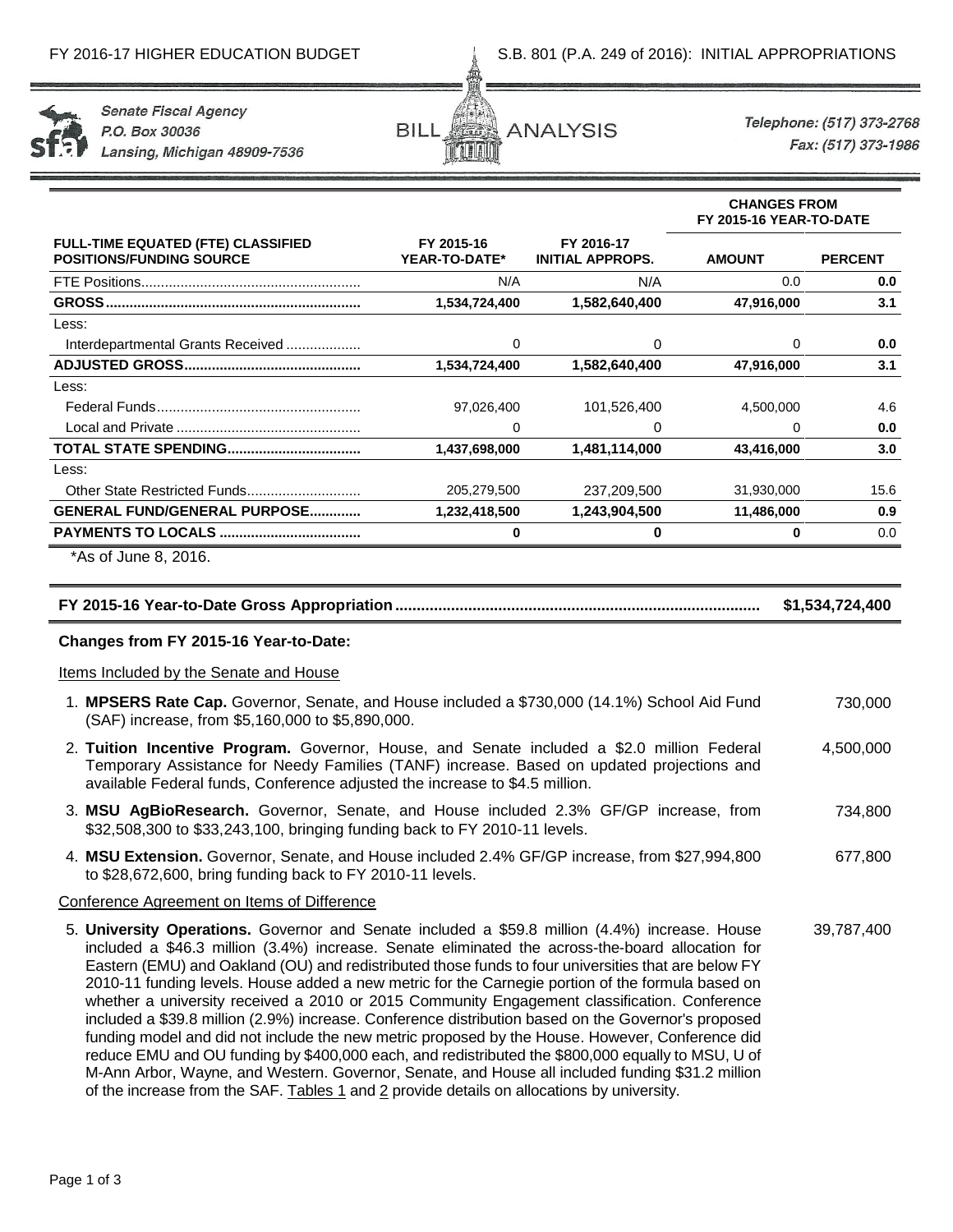FY 2016-17 HIGHER EDUCATION BUDGET — S.B. 801 (P.A. 249 of 2016): INITIAL APPROPRIATIONS

Senate Fiscal Agency
P.O. Box 30036
Lansing, Michigan 48909-7536

BILL ANALYSIS

Telephone: (517) 373-2768
Fax: (517) 373-1986

| FULL-TIME EQUATED (FTE) CLASSIFIED POSITIONS/FUNDING SOURCE | FY 2015-16 YEAR-TO-DATE* | FY 2016-17 INITIAL APPROPS. | CHANGES FROM FY 2015-16 YEAR-TO-DATE AMOUNT | PERCENT |
|---|---|---|---|---|
| FTE Positions | N/A | N/A | 0.0 | **0.0** |
| **GROSS** | **1,534,724,400** | **1,582,640,400** | **47,916,000** | **3.1** |
| Less: | | | | |
| Interdepartmental Grants Received | 0 | 0 | 0 | **0.0** |
| **ADJUSTED GROSS** | **1,534,724,400** | **1,582,640,400** | **47,916,000** | **3.1** |
| Less: | | | | |
| Federal Funds | 97,026,400 | 101,526,400 | 4,500,000 | 4.6 |
| Local and Private | 0 | 0 | 0 | **0.0** |
| **TOTAL STATE SPENDING** | **1,437,698,000** | **1,481,114,000** | **43,416,000** | **3.0** |
| Less: | | | | |
| Other State Restricted Funds | 205,279,500 | 237,209,500 | 31,930,000 | 15.6 |
| **GENERAL FUND/GENERAL PURPOSE** | **1,232,418,500** | **1,243,904,500** | **11,486,000** | **0.9** |
| **PAYMENTS TO LOCALS** | **0** | **0** | **0** | 0.0 |

*As of June 8, 2016.

| **FY 2015-16 Year-to-Date Gross Appropriation** | **$1,534,724,400** |
|---|---|

**Changes from FY 2015-16 Year-to-Date:**

Items Included by the Senate and House

| | |
|---|---|
| 1. **MPSERS Rate Cap.** Governor, Senate, and House included a $730,000 (14.1%) School Aid Fund (SAF) increase, from $5,160,000 to $5,890,000. | 730,000 |
| 2. **Tuition Incentive Program.** Governor, House, and Senate included a $2.0 million Federal Temporary Assistance for Needy Families (TANF) increase. Based on updated projections and available Federal funds, Conference adjusted the increase to $4.5 million. | 4,500,000 |
| 3. **MSU AgBioResearch.** Governor, Senate, and House included 2.3% GF/GP increase, from $32,508,300 to $33,243,100, bringing funding back to FY 2010-11 levels. | 734,800 |
| 4. **MSU Extension.** Governor, Senate, and House included 2.4% GF/GP increase, from $27,994,800 to $28,672,600, bring funding back to FY 2010-11 levels. | 677,800 |

Conference Agreement on Items of Difference

| | |
|---|---|
| 5. **University Operations.** Governor and Senate included a $59.8 million (4.4%) increase. House included a $46.3 million (3.4%) increase. Senate eliminated the across-the-board allocation for Eastern (EMU) and Oakland (OU) and redistributed those funds to four universities that are below FY 2010-11 funding levels. House added a new metric for the Carnegie portion of the formula based on whether a university received a 2010 or 2015 Community Engagement classification. Conference included a $39.8 million (2.9%) increase. Conference distribution based on the Governor's proposed funding model and did not include the new metric proposed by the House. However, Conference did reduce EMU and OU funding by $400,000 each, and redistributed the $800,000 equally to MSU, U of M-Ann Arbor, Wayne, and Western. Governor, Senate, and House all included funding $31.2 million of the increase from the SAF. Tables 1 and 2 provide details on allocations by university. | 39,787,400 |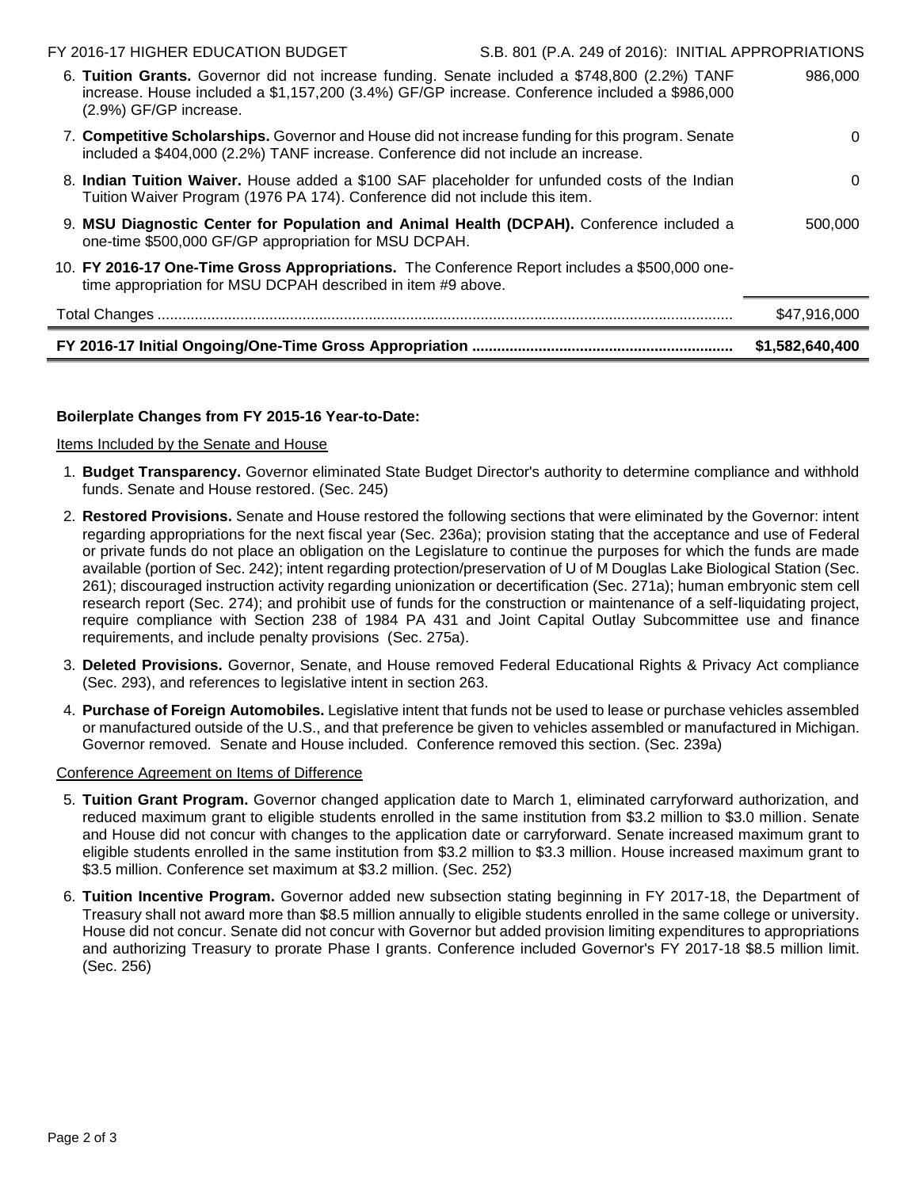| | |
|---|---|
| 6. **Tuition Grants.** Governor did not increase funding. Senate included a $748,800 (2.2%) TANF increase. House included a $1,157,200 (3.4%) GF/GP increase. Conference included a $986,000 (2.9%) GF/GP increase. | 986,000 |
| 7. **Competitive Scholarships.** Governor and House did not increase funding for this program. Senate included a $404,000 (2.2%) TANF increase. Conference did not include an increase. | 0 |
| 8. **Indian Tuition Waiver.** House added a $100 SAF placeholder for unfunded costs of the Indian Tuition Waiver Program (1976 PA 174). Conference did not include this item. | 0 |
| 9. **MSU Diagnostic Center for Population and Animal Health (DCPAH).** Conference included a one-time $500,000 GF/GP appropriation for MSU DCPAH. | 500,000 |
| 10. **FY 2016-17 One-Time Gross Appropriations.** The Conference Report includes a $500,000 one-time appropriation for MSU DCPAH described in item #9 above. | |
| Total Changes | $47,916,000 |
| **FY 2016-17 Initial Ongoing/One-Time Gross Appropriation** | **$1,582,640,400** |

**Boilerplate Changes from FY 2015-16 Year-to-Date:**

Items Included by the Senate and House

1. **Budget Transparency.** Governor eliminated State Budget Director's authority to determine compliance and withhold funds. Senate and House restored. (Sec. 245)
2. **Restored Provisions.** Senate and House restored the following sections that were eliminated by the Governor: intent regarding appropriations for the next fiscal year (Sec. 236a); provision stating that the acceptance and use of Federal or private funds do not place an obligation on the Legislature to continue the purposes for which the funds are made available (portion of Sec. 242); intent regarding protection/preservation of U of M Douglas Lake Biological Station (Sec. 261); discouraged instruction activity regarding unionization or decertification (Sec. 271a); human embryonic stem cell research report (Sec. 274); and prohibit use of funds for the construction or maintenance of a self-liquidating project, require compliance with Section 238 of 1984 PA 431 and Joint Capital Outlay Subcommittee use and finance requirements, and include penalty provisions (Sec. 275a).
3. **Deleted Provisions.** Governor, Senate, and House removed Federal Educational Rights & Privacy Act compliance (Sec. 293), and references to legislative intent in section 263.
4. **Purchase of Foreign Automobiles.** Legislative intent that funds not be used to lease or purchase vehicles assembled or manufactured outside of the U.S., and that preference be given to vehicles assembled or manufactured in Michigan. Governor removed. Senate and House included. Conference removed this section. (Sec. 239a)

Conference Agreement on Items of Difference

5. **Tuition Grant Program.** Governor changed application date to March 1, eliminated carryforward authorization, and reduced maximum grant to eligible students enrolled in the same institution from $3.2 million to $3.0 million. Senate and House did not concur with changes to the application date or carryforward. Senate increased maximum grant to eligible students enrolled in the same institution from $3.2 million to $3.3 million. House increased maximum grant to $3.5 million. Conference set maximum at $3.2 million. (Sec. 252)
6. **Tuition Incentive Program.** Governor added new subsection stating beginning in FY 2017-18, the Department of Treasury shall not award more than $8.5 million annually to eligible students enrolled in the same college or university. House did not concur. Senate did not concur with Governor but added provision limiting expenditures to appropriations and authorizing Treasury to prorate Phase I grants. Conference included Governor's FY 2017-18 $8.5 million limit. (Sec. 256)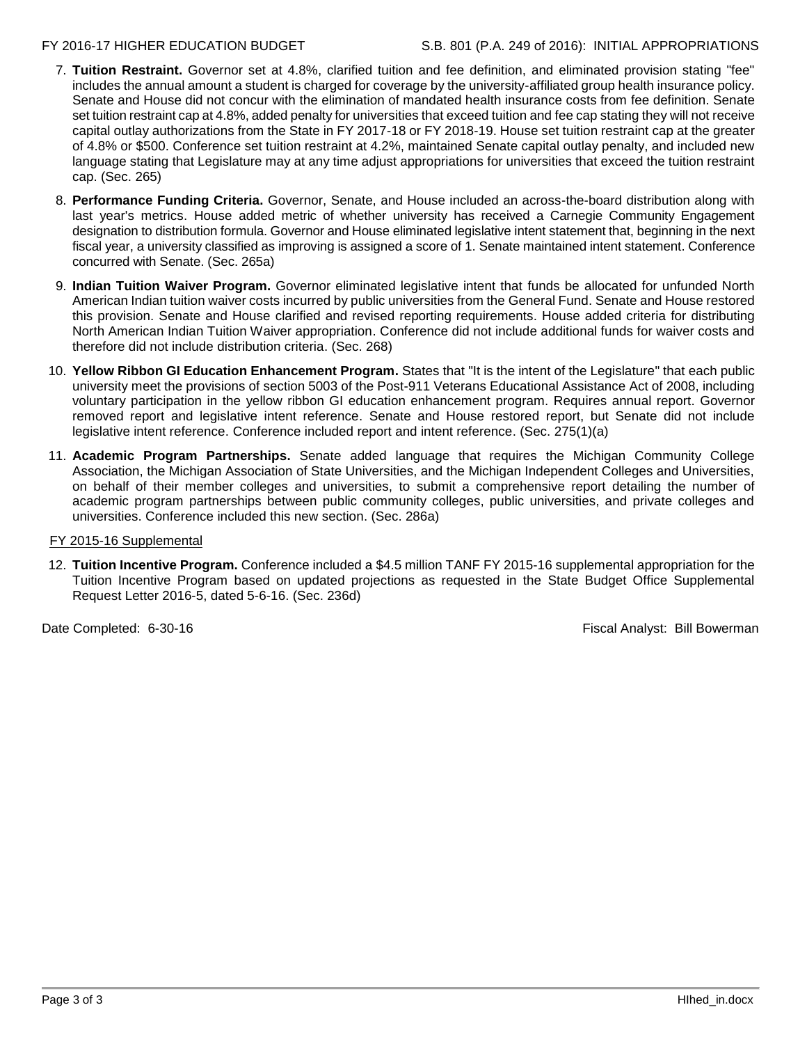7. **Tuition Restraint.** Governor set at 4.8%, clarified tuition and fee definition, and eliminated provision stating "fee" includes the annual amount a student is charged for coverage by the university-affiliated group health insurance policy. Senate and House did not concur with the elimination of mandated health insurance costs from fee definition. Senate set tuition restraint cap at 4.8%, added penalty for universities that exceed tuition and fee cap stating they will not receive capital outlay authorizations from the State in FY 2017-18 or FY 2018-19. House set tuition restraint cap at the greater of 4.8% or $500. Conference set tuition restraint at 4.2%, maintained Senate capital outlay penalty, and included new language stating that Legislature may at any time adjust appropriations for universities that exceed the tuition restraint cap. (Sec. 265)

8. **Performance Funding Criteria.** Governor, Senate, and House included an across-the-board distribution along with last year's metrics. House added metric of whether university has received a Carnegie Community Engagement designation to distribution formula. Governor and House eliminated legislative intent statement that, beginning in the next fiscal year, a university classified as improving is assigned a score of 1. Senate maintained intent statement. Conference concurred with Senate. (Sec. 265a)

9. **Indian Tuition Waiver Program.** Governor eliminated legislative intent that funds be allocated for unfunded North American Indian tuition waiver costs incurred by public universities from the General Fund. Senate and House restored this provision. Senate and House clarified and revised reporting requirements. House added criteria for distributing North American Indian Tuition Waiver appropriation. Conference did not include additional funds for waiver costs and therefore did not include distribution criteria. (Sec. 268)

10. **Yellow Ribbon GI Education Enhancement Program.** States that "It is the intent of the Legislature" that each public university meet the provisions of section 5003 of the Post-911 Veterans Educational Assistance Act of 2008, including voluntary participation in the yellow ribbon GI education enhancement program. Requires annual report. Governor removed report and legislative intent reference. Senate and House restored report, but Senate did not include legislative intent reference. Conference included report and intent reference. (Sec. 275(1)(a)

11. **Academic Program Partnerships.** Senate added language that requires the Michigan Community College Association, the Michigan Association of State Universities, and the Michigan Independent Colleges and Universities, on behalf of their member colleges and universities, to submit a comprehensive report detailing the number of academic program partnerships between public community colleges, public universities, and private colleges and universities. Conference included this new section. (Sec. 286a)

FY 2015-16 Supplemental

12. **Tuition Incentive Program.** Conference included a $4.5 million TANF FY 2015-16 supplemental appropriation for the Tuition Incentive Program based on updated projections as requested in the State Budget Office Supplemental Request Letter 2016-5, dated 5-6-16. (Sec. 236d)

Date Completed: 6-30-16 Fiscal Analyst: Bill Bowerman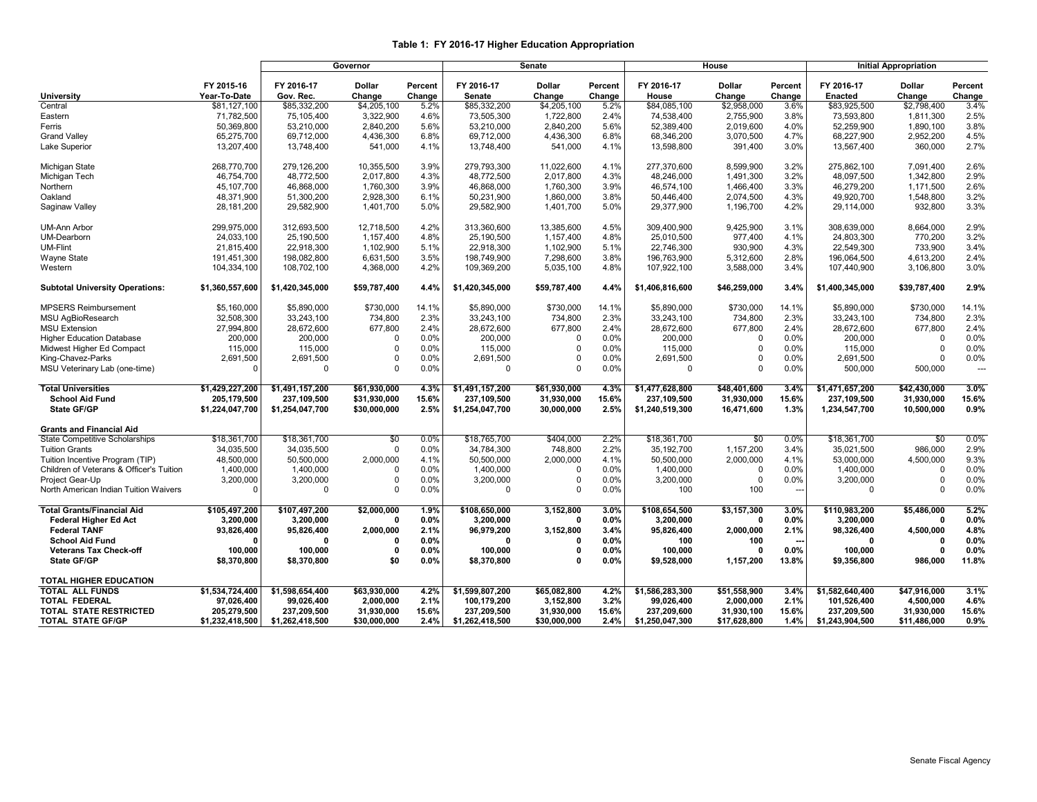### Table 1: FY 2016-17 Higher Education Appropriation

| | | Governor | | | Senate | | | House | | | Initial Appropriation | | |
|---|---|---|---|---|---|---|---|---|---|---|---|---|---|
| **University** | **FY 2015-16 Year-To-Date** | **FY 2016-17 Gov. Rec.** | **Dollar Change** | **Percent Change** | **FY 2016-17 Senate** | **Dollar Change** | **Percent Change** | **FY 2016-17 House** | **Dollar Change** | **Percent Change** | **FY 2016-17 Enacted** | **Dollar Change** | **Percent Change** |
| Central | $81,127,100 | $85,332,200 | $4,205,100 | 5.2% | $85,332,200 | $4,205,100 | 5.2% | $84,085,100 | $2,958,000 | 3.6% | $83,925,500 | $2,798,400 | 3.4% |
| Eastern | 71,782,500 | 75,105,400 | 3,322,900 | 4.6% | 73,505,300 | 1,722,800 | 2.4% | 74,538,400 | 2,755,900 | 3.8% | 73,593,800 | 1,811,300 | 2.5% |
| Ferris | 50,369,800 | 53,210,000 | 2,840,200 | 5.6% | 53,210,000 | 2,840,200 | 5.6% | 52,389,400 | 2,019,600 | 4.0% | 52,259,900 | 1,890,100 | 3.8% |
| Grand Valley | 65,275,700 | 69,712,000 | 4,436,300 | 6.8% | 69,712,000 | 4,436,300 | 6.8% | 68,346,200 | 3,070,500 | 4.7% | 68,227,900 | 2,952,200 | 4.5% |
| Lake Superior | 13,207,400 | 13,748,400 | 541,000 | 4.1% | 13,748,400 | 541,000 | 4.1% | 13,598,800 | 391,400 | 3.0% | 13,567,400 | 360,000 | 2.7% |
| Michigan State | 268,770,700 | 279,126,200 | 10,355,500 | 3.9% | 279,793,300 | 11,022,600 | 4.1% | 277,370,600 | 8,599,900 | 3.2% | 275,862,100 | 7,091,400 | 2.6% |
| Michigan Tech | 46,754,700 | 48,772,500 | 2,017,800 | 4.3% | 48,772,500 | 2,017,800 | 4.3% | 48,246,000 | 1,491,300 | 3.2% | 48,097,500 | 1,342,800 | 2.9% |
| Northern | 45,107,700 | 46,868,000 | 1,760,300 | 3.9% | 46,868,000 | 1,760,300 | 3.9% | 46,574,100 | 1,466,400 | 3.3% | 46,279,200 | 1,171,500 | 2.6% |
| Oakland | 48,371,900 | 51,300,200 | 2,928,300 | 6.1% | 50,231,900 | 1,860,000 | 3.8% | 50,446,400 | 2,074,500 | 4.3% | 49,920,700 | 1,548,800 | 3.2% |
| Saginaw Valley | 28,181,200 | 29,582,900 | 1,401,700 | 5.0% | 29,582,900 | 1,401,700 | 5.0% | 29,377,900 | 1,196,700 | 4.2% | 29,114,000 | 932,800 | 3.3% |
| UM-Ann Arbor | 299,975,000 | 312,693,500 | 12,718,500 | 4.2% | 313,360,600 | 13,385,600 | 4.5% | 309,400,900 | 9,425,900 | 3.1% | 308,639,000 | 8,664,000 | 2.9% |
| UM-Dearborn | 24,033,100 | 25,190,500 | 1,157,400 | 4.8% | 25,190,500 | 1,157,400 | 4.8% | 25,010,500 | 977,400 | 4.1% | 24,803,300 | 770,200 | 3.2% |
| UM-Flint | 21,815,400 | 22,918,300 | 1,102,900 | 5.1% | 22,918,300 | 1,102,900 | 5.1% | 22,746,300 | 930,900 | 4.3% | 22,549,300 | 733,900 | 3.4% |
| Wayne State | 191,451,300 | 198,082,800 | 6,631,500 | 3.5% | 198,749,900 | 7,298,600 | 3.8% | 196,763,900 | 5,312,600 | 2.8% | 196,064,500 | 4,613,200 | 2.4% |
| Western | 104,334,100 | 108,702,100 | 4,368,000 | 4.2% | 109,369,200 | 5,035,100 | 4.8% | 107,922,100 | 3,588,000 | 3.4% | 107,440,900 | 3,106,800 | 3.0% |
| **Subtotal University Operations:** | **$1,360,557,600** | **$1,420,345,000** | **$59,787,400** | **4.4%** | **$1,420,345,000** | **$59,787,400** | **4.4%** | **$1,406,816,600** | **$46,259,000** | **3.4%** | **$1,400,345,000** | **$39,787,400** | **2.9%** |
| MPSERS Reimbursement | $5,160,000 | $5,890,000 | $730,000 | 14.1% | $5,890,000 | $730,000 | 14.1% | $5,890,000 | $730,000 | 14.1% | $5,890,000 | $730,000 | 14.1% |
| MSU AgBioResearch | 32,508,300 | 33,243,100 | 734,800 | 2.3% | 33,243,100 | 734,800 | 2.3% | 33,243,100 | 734,800 | 2.3% | 33,243,100 | 734,800 | 2.3% |
| MSU Extension | 27,994,800 | 28,672,600 | 677,800 | 2.4% | 28,672,600 | 677,800 | 2.4% | 28,672,600 | 677,800 | 2.4% | 28,672,600 | 677,800 | 2.4% |
| Higher Education Database | 200,000 | 200,000 | 0 | 0.0% | 200,000 | 0 | 0.0% | 200,000 | 0 | 0.0% | 200,000 | 0 | 0.0% |
| Midwest Higher Ed Compact | 115,000 | 115,000 | 0 | 0.0% | 115,000 | 0 | 0.0% | 115,000 | 0 | 0.0% | 115,000 | 0 | 0.0% |
| King-Chavez-Parks | 2,691,500 | 2,691,500 | 0 | 0.0% | 2,691,500 | 0 | 0.0% | 2,691,500 | 0 | 0.0% | 2,691,500 | 0 | 0.0% |
| MSU Veterinary Lab (one-time) | 0 | 0 | 0 | 0.0% | 0 | 0 | 0.0% | 0 | 0 | 0.0% | 500,000 | 500,000 | --- |
| **Total Universities** | **$1,429,227,200** | **$1,491,157,200** | **$61,930,000** | **4.3%** | **$1,491,157,200** | **$61,930,000** | **4.3%** | **$1,477,628,800** | **$48,401,600** | **3.4%** | **$1,471,657,200** | **$42,430,000** | **3.0%** |
| **School Aid Fund** | **205,179,500** | **237,109,500** | **$31,930,000** | **15.6%** | **237,109,500** | **31,930,000** | **15.6%** | **237,109,500** | **31,930,000** | **15.6%** | **237,109,500** | **31,930,000** | **15.6%** |
| **State GF/GP** | **$1,224,047,700** | **$1,254,047,700** | **$30,000,000** | **2.5%** | **$1,254,047,700** | **30,000,000** | **2.5%** | **$1,240,519,300** | **16,471,600** | **1.3%** | **1,234,547,700** | **10,500,000** | **0.9%** |
| **Grants and Financial Aid** | | | | | | | | | | | | | |
| State Competitive Scholarships | $18,361,700 | $18,361,700 | $0 | 0.0% | $18,765,700 | $404,000 | 2.2% | $18,361,700 | $0 | 0.0% | $18,361,700 | $0 | 0.0% |
| Tuition Grants | 34,035,500 | 34,035,500 | 0 | 0.0% | 34,784,300 | 748,800 | 2.2% | 35,192,700 | 1,157,200 | 3.4% | 35,021,500 | 986,000 | 2.9% |
| Tuition Incentive Program (TIP) | 48,500,000 | 50,500,000 | 2,000,000 | 4.1% | 50,500,000 | 2,000,000 | 4.1% | 50,500,000 | 2,000,000 | 4.1% | 53,000,000 | 4,500,000 | 9.3% |
| Children of Veterans & Officer's Tuition | 1,400,000 | 1,400,000 | 0 | 0.0% | 1,400,000 | 0 | 0.0% | 1,400,000 | 0 | 0.0% | 1,400,000 | 0 | 0.0% |
| Project Gear-Up | 3,200,000 | 3,200,000 | 0 | 0.0% | 3,200,000 | 0 | 0.0% | 3,200,000 | 0 | 0.0% | 3,200,000 | 0 | 0.0% |
| North American Indian Tuition Waivers | 0 | 0 | 0 | 0.0% | 0 | 0 | 0.0% | 100 | 100 | --- | 0 | 0 | 0.0% |
| **Total Grants/Financial Aid** | **$105,497,200** | **$107,497,200** | **$2,000,000** | **1.9%** | **$108,650,000** | **3,152,800** | **3.0%** | **$108,654,500** | **$3,157,300** | **3.0%** | **$110,983,200** | **$5,486,000** | **5.2%** |
| **Federal Higher Ed Act** | **3,200,000** | **3,200,000** | **0** | **0.0%** | **3,200,000** | **0** | **0.0%** | **3,200,000** | **0** | **0.0%** | **3,200,000** | **0** | **0.0%** |
| **Federal TANF** | **93,826,400** | **95,826,400** | **2,000,000** | **2.1%** | **96,979,200** | **3,152,800** | **3.4%** | **95,826,400** | **2,000,000** | **2.1%** | **98,326,400** | **4,500,000** | **4.8%** |
| **School Aid Fund** | **0** | **0** | **0** | **0.0%** | **0** | **0** | **0.0%** | **100** | **100** | **---** | **0** | **0** | **0.0%** |
| **Veterans Tax Check-off** | **100,000** | **100,000** | **0** | **0.0%** | **100,000** | **0** | **0.0%** | **100,000** | **0** | **0.0%** | **100,000** | **0** | **0.0%** |
| **State GF/GP** | **$8,370,800** | **$8,370,800** | **$0** | **0.0%** | **$8,370,800** | **0** | **0.0%** | **$9,528,000** | **1,157,200** | **13.8%** | **$9,356,800** | **986,000** | **11.8%** |
| **TOTAL HIGHER EDUCATION** | | | | | | | | | | | | | |
| **TOTAL ALL FUNDS** | **$1,534,724,400** | **$1,598,654,400** | **$63,930,000** | **4.2%** | **$1,599,807,200** | **$65,082,800** | **4.2%** | **$1,586,283,300** | **$51,558,900** | **3.4%** | **$1,582,640,400** | **$47,916,000** | **3.1%** |
| **TOTAL FEDERAL** | **97,026,400** | **99,026,400** | **2,000,000** | **2.1%** | **100,179,200** | **3,152,800** | **3.2%** | **99,026,400** | **2,000,000** | **2.1%** | **101,526,400** | **4,500,000** | **4.6%** |
| **TOTAL STATE RESTRICTED** | **205,279,500** | **237,209,500** | **31,930,000** | **15.6%** | **237,209,500** | **31,930,000** | **15.6%** | **237,209,600** | **31,930,100** | **15.6%** | **237,209,500** | **31,930,000** | **15.6%** |
| **TOTAL STATE GF/GP** | **$1,232,418,500** | **$1,262,418,500** | **$30,000,000** | **2.4%** | **$1,262,418,500** | **$30,000,000** | **2.4%** | **$1,250,047,300** | **$17,628,800** | **1.4%** | **$1,243,904,500** | **$11,486,000** | **0.9%** |

Senate Fiscal Agency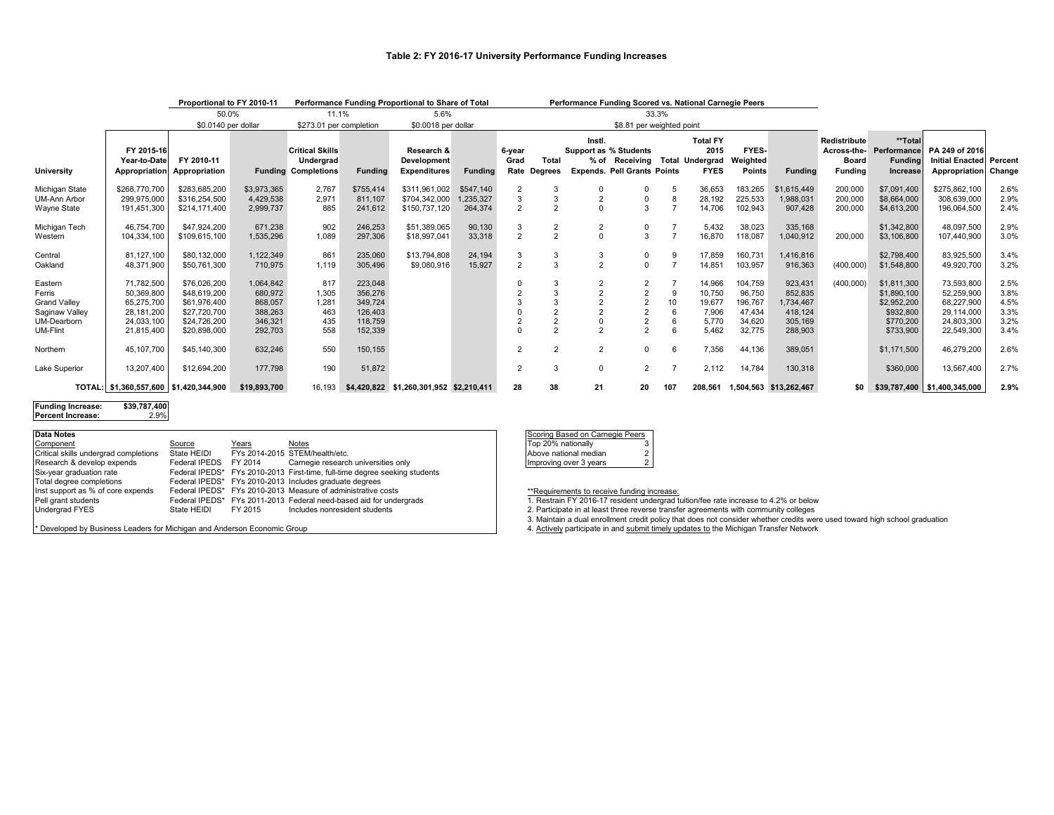## Table 2: FY 2016-17 University Performance Funding Increases

| | | Proportional to FY 2010-11 | | Performance Funding Proportional to Share of Total | | | | Performance Funding Scored vs. National Carnegie Peers | | | | | | | | | | | | |
|---|---|---|---|---|---|---|---|---|---|---|---|---|---|---|---|---|---|---|---|---|
| | | 50.0% | | 11.1% | | 5.6% | | 33.3% | | | | | | | | | | | | |
| | | $0.0140 per dollar | | $273.01 per completion | | $0.0018 per dollar | | $8.81 per weighted point | | | | | | | | | | | | |
| University | FY 2015-16 Year-to-Date Appropriation | FY 2010-11 Appropriation | Funding | Critical Skills Undergrad Completions | Funding | Research & Development Expenditures | Funding | 6-year Grad Rate | Total Degrees | Instl. Support as % of Expends. | % Students Receiving Pell Grants | Total Points | Total FY 2015 Undergrad FYES | FYES-Weighted Points | Funding | Redistribute Across-the-Board Funding | **Total Performance Funding Increase | PA 249 of 2016 Initial Enacted Appropriation | Percent Change |
| Michigan State | $268,770,700 | $283,685,200 | $3,973,365 | 2,767 | $755,414 | $311,961,002 | $547,140 | 2 | 3 | 0 | 0 | 5 | 36,653 | 183,265 | $1,615,449 | 200,000 | $7,091,400 | $275,862,100 | 2.6% |
| UM-Ann Arbor | 299,975,000 | $316,254,500 | 4,429,538 | 2,971 | 811,107 | $704,342,000 | 1,235,327 | 3 | 3 | 2 | 0 | 8 | 28,192 | 225,533 | 1,988,031 | 200,000 | $8,664,000 | 308,639,000 | 2.9% |
| Wayne State | 191,451,300 | $214,171,400 | 2,999,737 | 885 | 241,612 | $150,737,120 | 264,374 | 2 | 2 | 0 | 3 | 7 | 14,706 | 102,943 | 907,428 | 200,000 | $4,613,200 | 196,064,500 | 2.4% |
| Michigan Tech | 46,754,700 | $47,924,200 | 671,238 | 902 | 246,253 | $51,389,065 | 90,130 | 3 | 2 | 2 | 0 | 7 | 5,432 | 38,023 | 335,168 | | $1,342,800 | 48,097,500 | 2.9% |
| Western | 104,334,100 | $109,615,100 | 1,535,296 | 1,089 | 297,306 | $18,997,041 | 33,318 | 2 | 2 | 0 | 3 | 7 | 16,870 | 118,087 | 1,040,912 | 200,000 | $3,106,800 | 107,440,900 | 3.0% |
| Central | 81,127,100 | $80,132,000 | 1,122,349 | 861 | 235,060 | $13,794,808 | 24,194 | 3 | 3 | 3 | 0 | 9 | 17,859 | 160,731 | 1,416,816 | | $2,798,400 | 83,925,500 | 3.4% |
| Oakland | 48,371,900 | $50,761,300 | 710,975 | 1,119 | 305,496 | $9,080,916 | 15,927 | 2 | 3 | 2 | 0 | 7 | 14,851 | 103,957 | 916,363 | (400,000) | $1,548,800 | 49,920,700 | 3.2% |
| Eastern | 71,782,500 | $76,026,200 | 1,064,842 | 817 | 223,048 | | | 0 | 3 | 2 | 2 | 7 | 14,966 | 104,759 | 923,431 | (400,000) | $1,811,300 | 73,593,800 | 2.5% |
| Ferris | 50,369,800 | $48,619,200 | 680,972 | 1,305 | 356,276 | | | 2 | 3 | 2 | 2 | 9 | 10,750 | 96,750 | 852,835 | | $1,890,100 | 52,259,900 | 3.8% |
| Grand Valley | 65,275,700 | $61,976,400 | 868,057 | 1,281 | 349,724 | | | 3 | 3 | 2 | 2 | 10 | 19,677 | 196,767 | 1,734,467 | | $2,952,200 | 68,227,900 | 4.5% |
| Saginaw Valley | 28,181,200 | $27,720,700 | 388,263 | 463 | 126,403 | | | 0 | 2 | 2 | 2 | 6 | 7,906 | 47,434 | 418,124 | | $932,800 | 29,114,000 | 3.3% |
| UM-Dearborn | 24,033,100 | $24,726,200 | 346,321 | 435 | 118,759 | | | 2 | 2 | 0 | 2 | 6 | 5,770 | 34,620 | 305,169 | | $770,200 | 24,803,300 | 3.2% |
| UM-Flint | 21,815,400 | $20,898,000 | 292,703 | 558 | 152,339 | | | 0 | 2 | 2 | 2 | 6 | 5,462 | 32,775 | 288,903 | | $733,900 | 22,549,300 | 3.4% |
| Northern | 45,107,700 | $45,140,300 | 632,246 | 550 | 150,155 | | | 2 | 2 | 2 | 0 | 6 | 7,356 | 44,136 | 389,051 | | $1,171,500 | 46,279,200 | 2.6% |
| Lake Superior | 13,207,400 | $12,694,200 | 177,798 | 190 | 51,872 | | | 2 | 3 | 0 | 2 | 7 | 2,112 | 14,784 | 130,318 | | $360,000 | 13,567,400 | 2.7% |
| **TOTAL:** | **$1,360,557,600** | **$1,420,344,900** | **$19,893,700** | 16,193 | **$4,420,822** | **$1,260,301,952** | **$2,210,411** | **28** | **38** | **21** | **20** | **107** | **208,561** | **1,504,563** | **$13,262,467** | **$0** | **$39,787,400** | **$1,400,345,000** | **2.9%** |

| | |
|---|---|
| **Funding Increase:** | **$39,787,400** |
| **Percent Increase:** | 2.9% |

**Data Notes**

| Component | Source | Years | Notes |
|---|---|---|---|
| Critical skills undergrad completions | State HEIDI | FYs 2014-2015 | STEM/health/etc. |
| Research & develop expends | Federal IPEDS | FY 2014 | Carnegie research universities only |
| Six-year graduation rate | Federal IPEDS* | FYs 2010-2013 | First-time, full-time degree seeking students |
| Total degree completions | Federal IPEDS* | FYs 2010-2013 | Includes graduate degrees |
| Inst support as % of core expends | Federal IPEDS* | FYs 2010-2013 | Measure of administrative costs |
| Pell grant students | Federal IPEDS* | FYs 2011-2013 | Federal need-based aid for undergrads |
| Undergrad FYES | State HEIDI | FY 2015 | Includes nonresident students |

\* Developed by Business Leaders for Michigan and Anderson Economic Group

| Scoring Based on Carnegie Peers | |
|---|---|
| Top 20% nationally | 3 |
| Above national median | 2 |
| Improving over 3 years | 2 |

**Requirements to receive funding increase:

1. Restrain FY 2016-17 resident undergrad tuition/fee rate increase to 4.2% or below
2. Participate in at least three reverse transfer agreements with community colleges
3. Maintain a dual enrollment credit policy that does not consider whether credits were used toward high school graduation
4. Actively participate in and submit timely updates to the Michigan Transfer Network